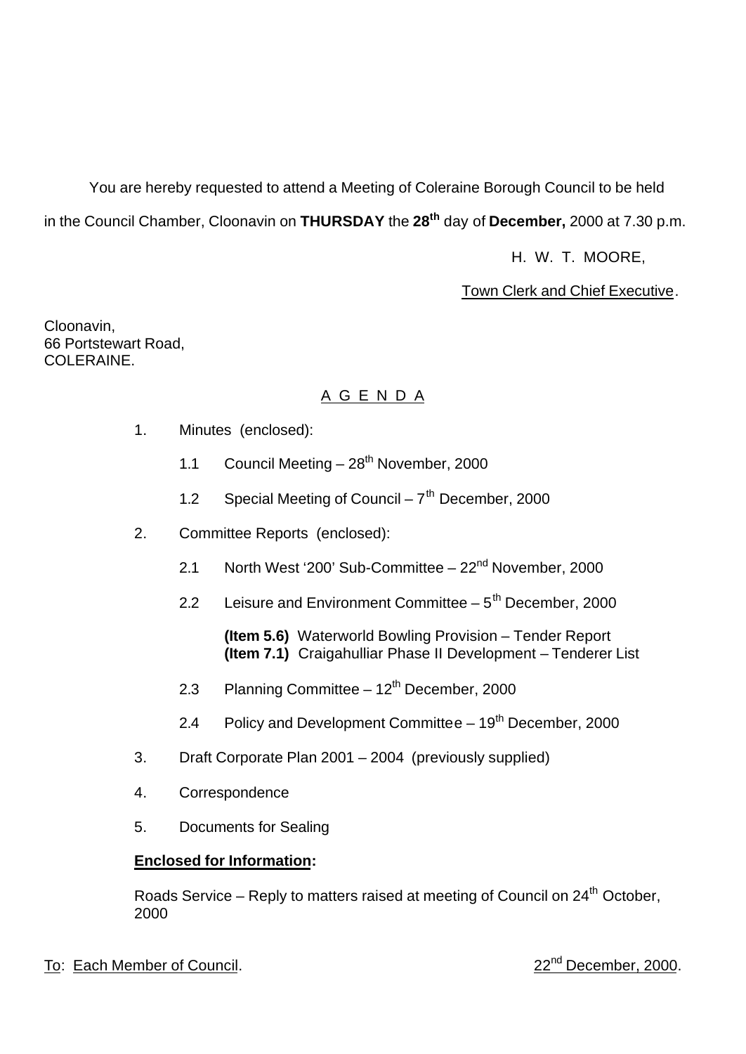You are hereby requested to attend a Meeting of Coleraine Borough Council to be held in the Council Chamber, Cloonavin on **THURSDAY** the **28th** day of **December,** 2000 at 7.30 p.m.

H. W. T. MOORE,

Town Clerk and Chief Executive.

Cloonavin,
66 Portstewart Road,
COLERAINE.

A G E N D A

1. Minutes (enclosed):

   1.1 Council Meeting – 28th November, 2000

   1.2 Special Meeting of Council – 7th December, 2000

2. Committee Reports (enclosed):

   2.1 North West '200' Sub-Committee – 22nd November, 2000

   2.2 Leisure and Environment Committee – 5th December, 2000

      **(Item 5.6)** Waterworld Bowling Provision – Tender Report
      **(Item 7.1)** Craigahulliar Phase II Development – Tenderer List

   2.3 Planning Committee – 12th December, 2000

   2.4 Policy and Development Committee – 19th December, 2000

3. Draft Corporate Plan 2001 – 2004 (previously supplied)

4. Correspondence

5. Documents for Sealing

**Enclosed for Information:**

Roads Service – Reply to matters raised at meeting of Council on 24th October, 2000

To: Each Member of Council. 22nd December, 2000.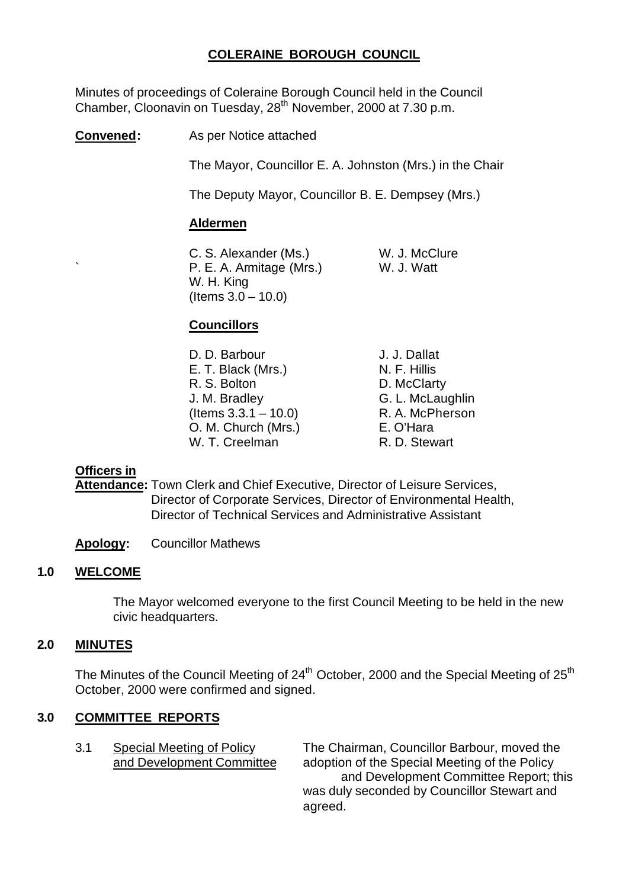# COLERAINE BOROUGH COUNCIL

Minutes of proceedings of Coleraine Borough Council held in the Council Chamber, Cloonavin on Tuesday, 28th November, 2000 at 7.30 p.m.

**Convened:** As per Notice attached

The Mayor, Councillor E. A. Johnston (Mrs.) in the Chair

The Deputy Mayor, Councillor B. E. Dempsey (Mrs.)

**Aldermen**

| | |
|---|---|
| C. S. Alexander (Ms.) | W. J. McClure |
| P. E. A. Armitage (Mrs.) | W. J. Watt |
| W. H. King (Items 3.0 – 10.0) | |

**Councillors**

| | |
|---|---|
| D. D. Barbour | J. J. Dallat |
| E. T. Black (Mrs.) | N. F. Hillis |
| R. S. Bolton | D. McClarty |
| J. M. Bradley (Items 3.3.1 – 10.0) | G. L. McLaughlin |
| | R. A. McPherson |
| O. M. Church (Mrs.) | E. O'Hara |
| W. T. Creelman | R. D. Stewart |

**Officers in Attendance:** Town Clerk and Chief Executive, Director of Leisure Services, Director of Corporate Services, Director of Environmental Health, Director of Technical Services and Administrative Assistant

**Apology:** Councillor Mathews

## 1.0 WELCOME

The Mayor welcomed everyone to the first Council Meeting to be held in the new civic headquarters.

## 2.0 MINUTES

The Minutes of the Council Meeting of 24th October, 2000 and the Special Meeting of 25th October, 2000 were confirmed and signed.

## 3.0 COMMITTEE REPORTS

3.1 Special Meeting of Policy and Development Committee

The Chairman, Councillor Barbour, moved the adoption of the Special Meeting of the Policy and Development Committee Report; this was duly seconded by Councillor Stewart and agreed.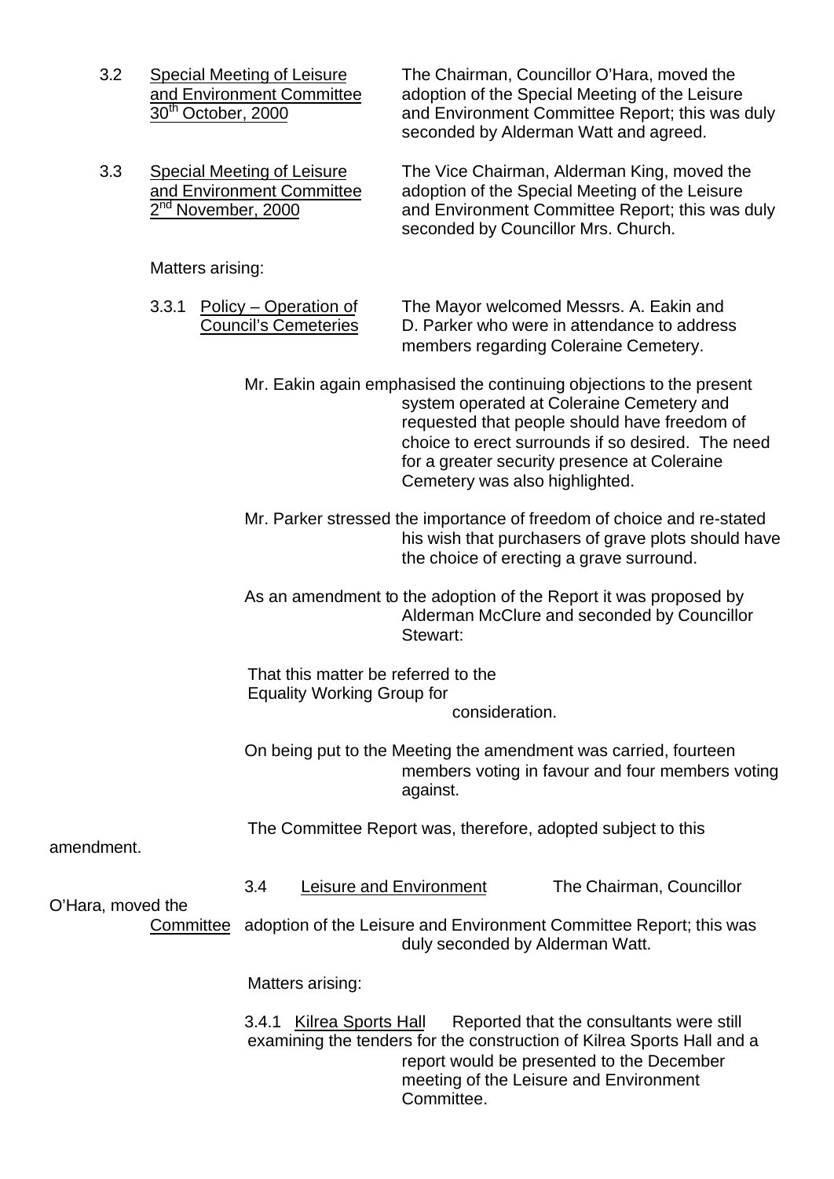3.2 Special Meeting of Leisure and Environment Committee 30[th] October, 2000

The Chairman, Councillor O'Hara, moved the adoption of the Special Meeting of the Leisure and Environment Committee Report; this was duly seconded by Alderman Watt and agreed.

3.3 Special Meeting of Leisure and Environment Committee 2[nd] November, 2000

The Vice Chairman, Alderman King, moved the adoption of the Special Meeting of the Leisure and Environment Committee Report; this was duly seconded by Councillor Mrs. Church.

Matters arising:

3.3.1 Policy – Operation of Council's Cemeteries

The Mayor welcomed Messrs. A. Eakin and D. Parker who were in attendance to address members regarding Coleraine Cemetery.

Mr. Eakin again emphasised the continuing objections to the present system operated at Coleraine Cemetery and requested that people should have freedom of choice to erect surrounds if so desired. The need for a greater security presence at Coleraine Cemetery was also highlighted.

Mr. Parker stressed the importance of freedom of choice and re-stated his wish that purchasers of grave plots should have the choice of erecting a grave surround.

As an amendment to the adoption of the Report it was proposed by Alderman McClure and seconded by Councillor Stewart:

That this matter be referred to the Equality Working Group for consideration.

On being put to the Meeting the amendment was carried, fourteen members voting in favour and four members voting against.

The Committee Report was, therefore, adopted subject to this amendment.

3.4 Leisure and Environment Committee

The Chairman, Councillor O'Hara, moved the adoption of the Leisure and Environment Committee Report; this was duly seconded by Alderman Watt.

Matters arising:

3.4.1 Kilrea Sports Hall

Reported that the consultants were still examining the tenders for the construction of Kilrea Sports Hall and a report would be presented to the December meeting of the Leisure and Environment Committee.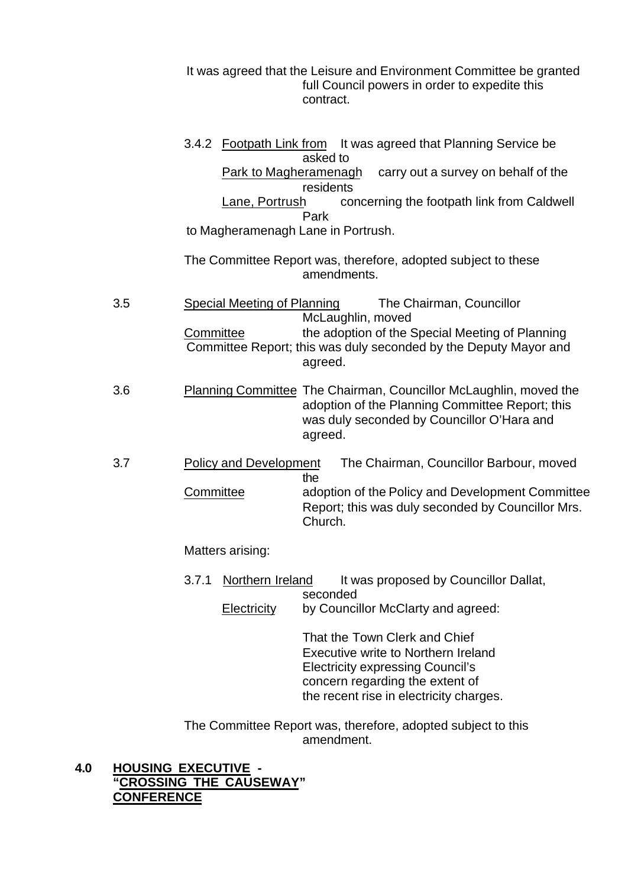It was agreed that the Leisure and Environment Committee be granted full Council powers in order to expedite this contract.

3.4.2 Footpath Link from Park to Magheramenagh Lane, Portrush

It was agreed that Planning Service be asked to carry out a survey on behalf of the residents concerning the footpath link from Caldwell Park to Magheramenagh Lane in Portrush.

The Committee Report was, therefore, adopted subject to these amendments.

3.5 Special Meeting of Planning Committee

The Chairman, Councillor McLaughlin, moved the adoption of the Special Meeting of Planning Committee Report; this was duly seconded by the Deputy Mayor and agreed.

3.6 Planning Committee

The Chairman, Councillor McLaughlin, moved the adoption of the Planning Committee Report; this was duly seconded by Councillor O'Hara and agreed.

3.7 Policy and Development Committee

The Chairman, Councillor Barbour, moved the adoption of the Policy and Development Committee Report; this was duly seconded by Councillor Mrs. Church.

Matters arising:

3.7.1 Northern Ireland Electricity

It was proposed by Councillor Dallat, seconded by Councillor McClarty and agreed:

That the Town Clerk and Chief Executive write to Northern Ireland Electricity expressing Council's concern regarding the extent of the recent rise in electricity charges.

The Committee Report was, therefore, adopted subject to this amendment.

## 4.0 HOUSING EXECUTIVE - "CROSSING THE CAUSEWAY" CONFERENCE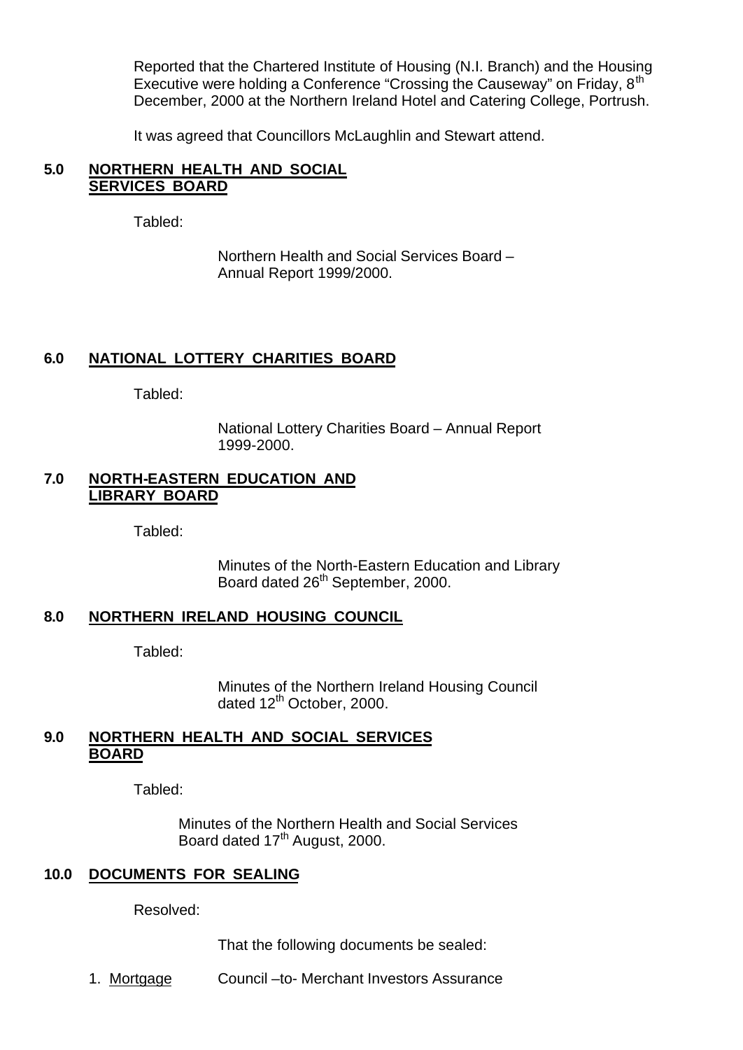Reported that the Chartered Institute of Housing (N.I. Branch) and the Housing Executive were holding a Conference "Crossing the Causeway" on Friday, 8th December, 2000 at the Northern Ireland Hotel and Catering College, Portrush.

It was agreed that Councillors McLaughlin and Stewart attend.

## 5.0 NORTHERN HEALTH AND SOCIAL SERVICES BOARD

Tabled:

Northern Health and Social Services Board – Annual Report 1999/2000.

## 6.0 NATIONAL LOTTERY CHARITIES BOARD

Tabled:

National Lottery Charities Board – Annual Report 1999-2000.

## 7.0 NORTH-EASTERN EDUCATION AND LIBRARY BOARD

Tabled:

Minutes of the North-Eastern Education and Library Board dated 26th September, 2000.

## 8.0 NORTHERN IRELAND HOUSING COUNCIL

Tabled:

Minutes of the Northern Ireland Housing Council dated 12th October, 2000.

## 9.0 NORTHERN HEALTH AND SOCIAL SERVICES BOARD

Tabled:

Minutes of the Northern Health and Social Services Board dated 17th August, 2000.

## 10.0 DOCUMENTS FOR SEALING

Resolved:

That the following documents be sealed:

1. Mortgage Council –to- Merchant Investors Assurance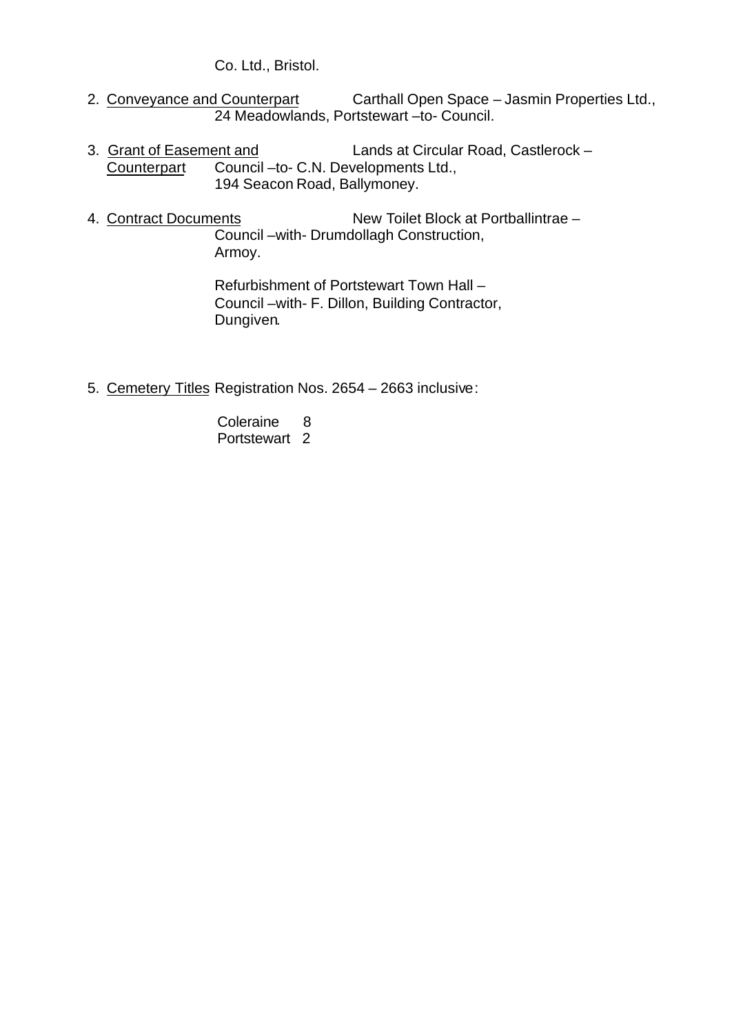Co. Ltd., Bristol.

2. Conveyance and Counterpart — Carthall Open Space – Jasmin Properties Ltd., 24 Meadowlands, Portstewart –to- Council.

3. Grant of Easement and Counterpart — Lands at Circular Road, Castlerock – Council –to- C.N. Developments Ltd., 194 Seacon Road, Ballymoney.

4. Contract Documents — New Toilet Block at Portballintrae – Council –with- Drumdollagh Construction, Armoy.

   Refurbishment of Portstewart Town Hall – Council –with- F. Dillon, Building Contractor, Dungiven.

5. Cemetery Titles Registration Nos. 2654 – 2663 inclusive:

   Coleraine 8
   Portstewart 2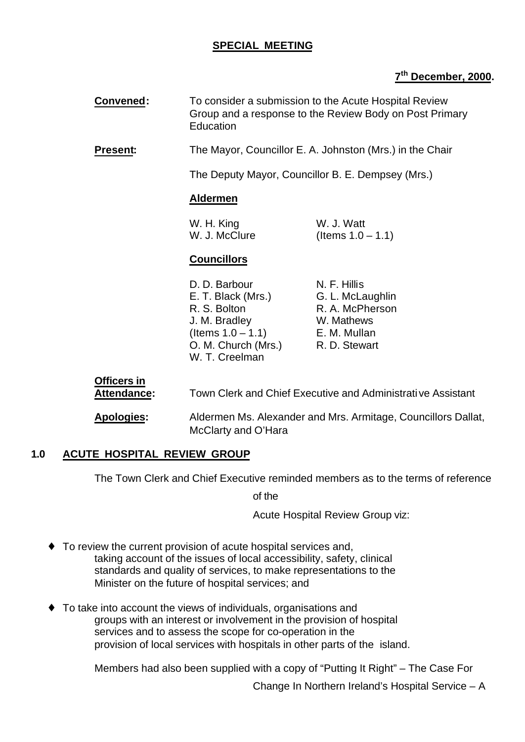**SPECIAL MEETING**

**7th December, 2000.**

**Convened:** To consider a submission to the Acute Hospital Review Group and a response to the Review Body on Post Primary Education

**Present:** The Mayor, Councillor E. A. Johnston (Mrs.) in the Chair

The Deputy Mayor, Councillor B. E. Dempsey (Mrs.)

**Aldermen**

W. H. King
W. J. McClure
W. J. Watt (Items 1.0 – 1.1)

**Councillors**

D. D. Barbour
E. T. Black (Mrs.)
R. S. Bolton
J. M. Bradley (Items 1.0 – 1.1)
O. M. Church (Mrs.)
W. T. Creelman
N. F. Hillis
G. L. McLaughlin
R. A. McPherson
W. Mathews
E. M. Mullan
R. D. Stewart

**Officers in Attendance:** Town Clerk and Chief Executive and Administrative Assistant

**Apologies:** Aldermen Ms. Alexander and Mrs. Armitage, Councillors Dallat, McClarty and O'Hara

## 1.0 ACUTE HOSPITAL REVIEW GROUP

The Town Clerk and Chief Executive reminded members as to the terms of reference of the Acute Hospital Review Group viz:

- To review the current provision of acute hospital services and, taking account of the issues of local accessibility, safety, clinical standards and quality of services, to make representations to the Minister on the future of hospital services; and
- To take into account the views of individuals, organisations and groups with an interest or involvement in the provision of hospital services and to assess the scope for co-operation in the provision of local services with hospitals in other parts of the island.

Members had also been supplied with a copy of "Putting It Right" – The Case For Change In Northern Ireland's Hospital Service – A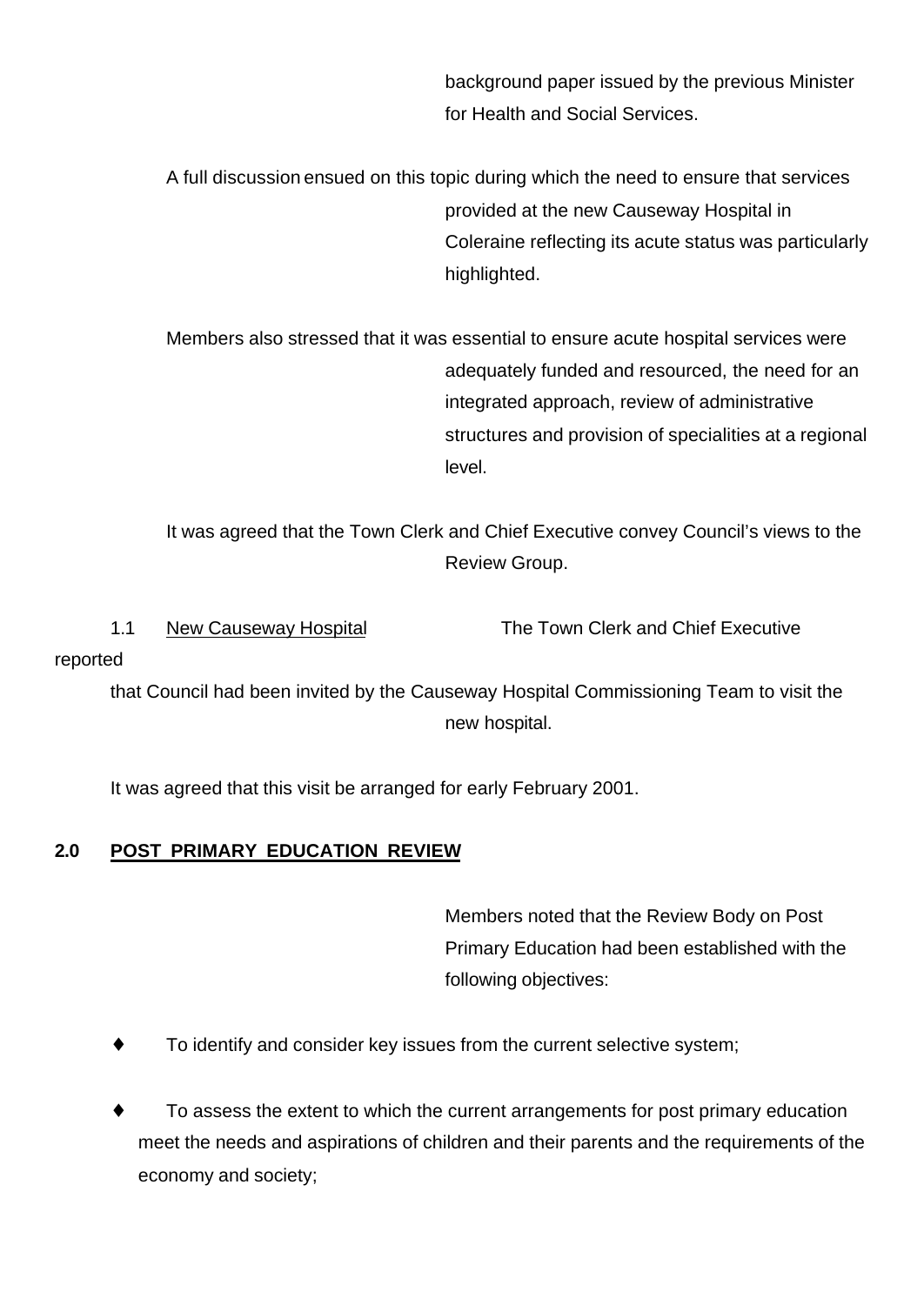background paper issued by the previous Minister for Health and Social Services.

A full discussion ensued on this topic during which the need to ensure that services provided at the new Causeway Hospital in Coleraine reflecting its acute status was particularly highlighted.

Members also stressed that it was essential to ensure acute hospital services were adequately funded and resourced, the need for an integrated approach, review of administrative structures and provision of specialities at a regional level.

It was agreed that the Town Clerk and Chief Executive convey Council's views to the Review Group.

1.1 New Causeway Hospital The Town Clerk and Chief Executive reported that Council had been invited by the Causeway Hospital Commissioning Team to visit the new hospital.

It was agreed that this visit be arranged for early February 2001.

## 2.0 POST PRIMARY EDUCATION REVIEW

Members noted that the Review Body on Post Primary Education had been established with the following objectives:

- To identify and consider key issues from the current selective system;
- To assess the extent to which the current arrangements for post primary education meet the needs and aspirations of children and their parents and the requirements of the economy and society;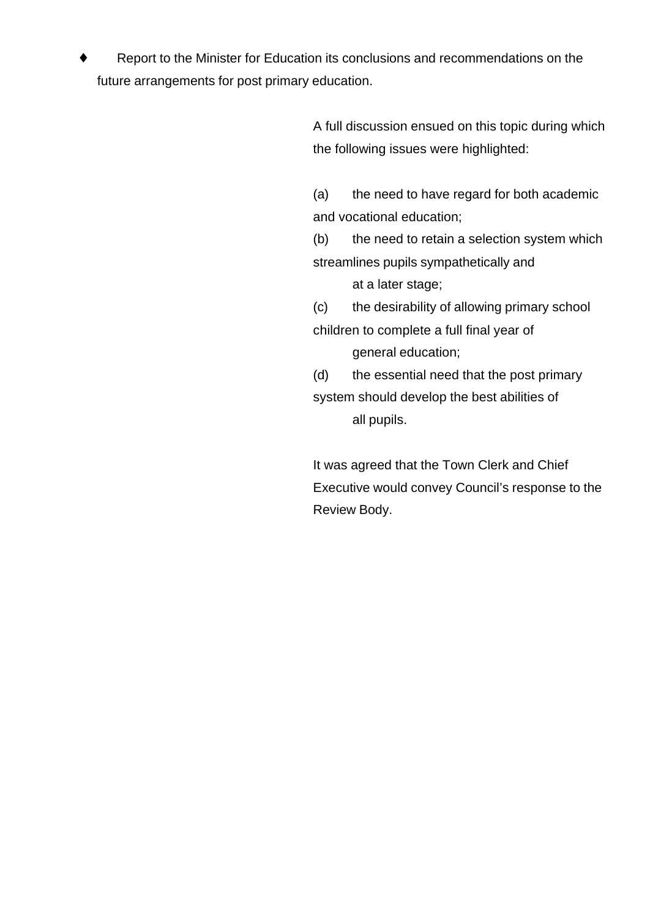- Report to the Minister for Education its conclusions and recommendations on the future arrangements for post primary education.

A full discussion ensued on this topic during which the following issues were highlighted:

(a) the need to have regard for both academic and vocational education;
(b) the need to retain a selection system which streamlines pupils sympathetically and at a later stage;
(c) the desirability of allowing primary school children to complete a full final year of general education;
(d) the essential need that the post primary system should develop the best abilities of all pupils.

It was agreed that the Town Clerk and Chief Executive would convey Council's response to the Review Body.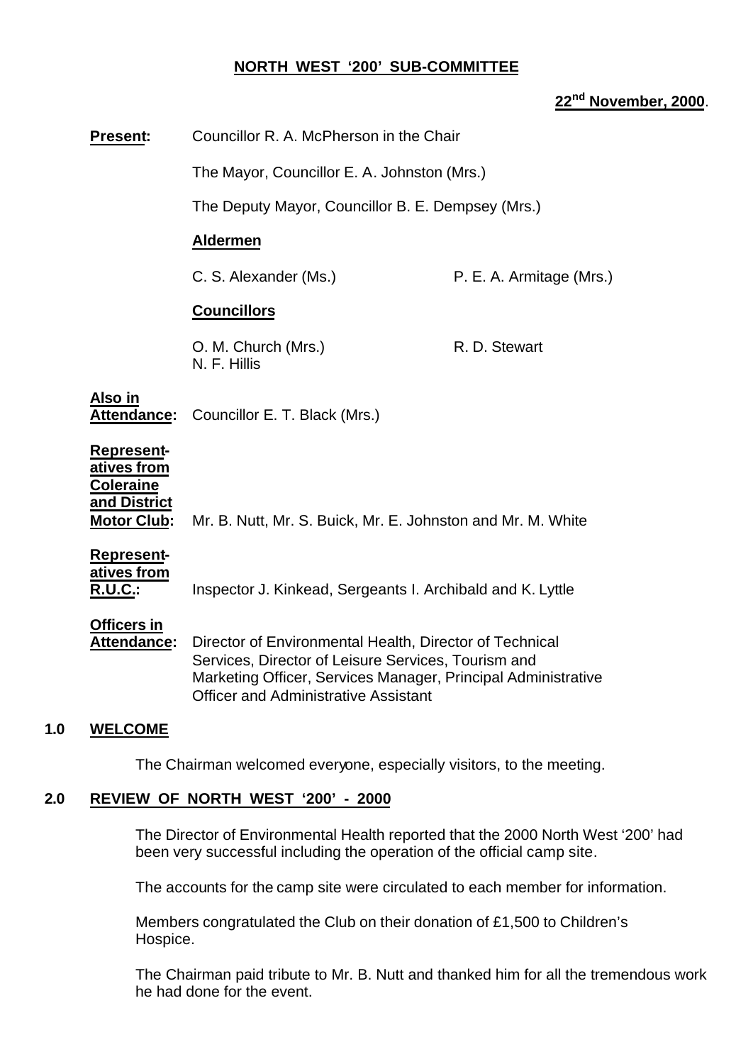## NORTH WEST '200' SUB-COMMITTEE

**22nd November, 2000**.

**Present:** Councillor R. A. McPherson in the Chair

The Mayor, Councillor E. A. Johnston (Mrs.)

The Deputy Mayor, Councillor B. E. Dempsey (Mrs.)

**Aldermen**

C. S. Alexander (Ms.) P. E. A. Armitage (Mrs.)

**Councillors**

O. M. Church (Mrs.) R. D. Stewart
N. F. Hillis

**Also in Attendance:** Councillor E. T. Black (Mrs.)

**Representatives from Coleraine and District Motor Club:** Mr. B. Nutt, Mr. S. Buick, Mr. E. Johnston and Mr. M. White

**Representatives from R.U.C.:** Inspector J. Kinkead, Sergeants I. Archibald and K. Lyttle

**Officers in Attendance:** Director of Environmental Health, Director of Technical Services, Director of Leisure Services, Tourism and Marketing Officer, Services Manager, Principal Administrative Officer and Administrative Assistant

### 1.0 WELCOME

The Chairman welcomed everyone, especially visitors, to the meeting.

### 2.0 REVIEW OF NORTH WEST '200' - 2000

The Director of Environmental Health reported that the 2000 North West '200' had been very successful including the operation of the official camp site.

The accounts for the camp site were circulated to each member for information.

Members congratulated the Club on their donation of £1,500 to Children's Hospice.

The Chairman paid tribute to Mr. B. Nutt and thanked him for all the tremendous work he had done for the event.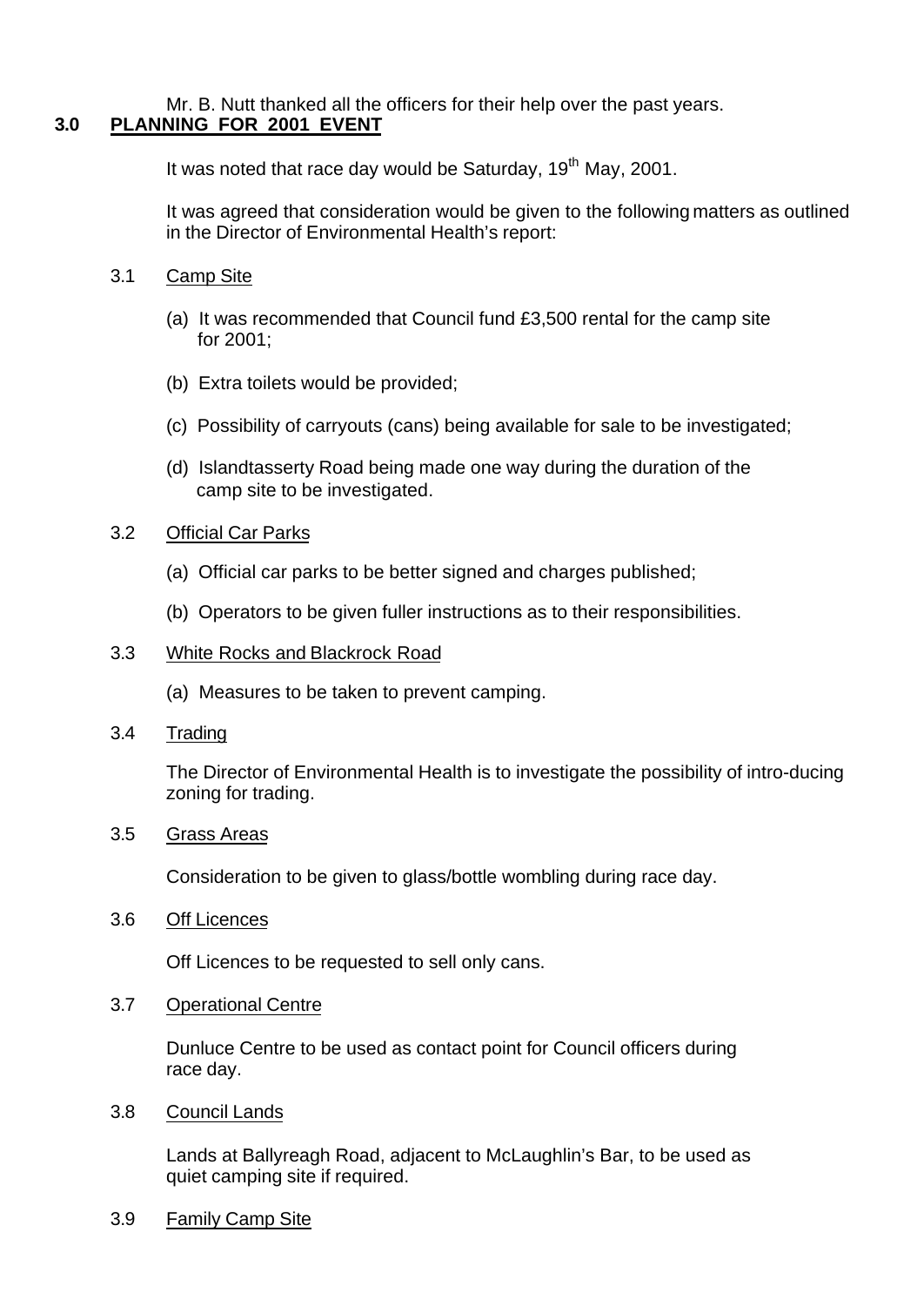Mr. B. Nutt thanked all the officers for their help over the past years.

## 3.0 PLANNING FOR 2001 EVENT

It was noted that race day would be Saturday, 19th May, 2001.

It was agreed that consideration would be given to the following matters as outlined in the Director of Environmental Health's report:

3.1 Camp Site

(a) It was recommended that Council fund £3,500 rental for the camp site for 2001;

(b) Extra toilets would be provided;

(c) Possibility of carryouts (cans) being available for sale to be investigated;

(d) Islandtasserty Road being made one way during the duration of the camp site to be investigated.

3.2 Official Car Parks

(a) Official car parks to be better signed and charges published;

(b) Operators to be given fuller instructions as to their responsibilities.

3.3 White Rocks and Blackrock Road

(a) Measures to be taken to prevent camping.

3.4 Trading

The Director of Environmental Health is to investigate the possibility of intro-ducing zoning for trading.

3.5 Grass Areas

Consideration to be given to glass/bottle wombling during race day.

3.6 Off Licences

Off Licences to be requested to sell only cans.

3.7 Operational Centre

Dunluce Centre to be used as contact point for Council officers during race day.

3.8 Council Lands

Lands at Ballyreagh Road, adjacent to McLaughlin's Bar, to be used as quiet camping site if required.

3.9 Family Camp Site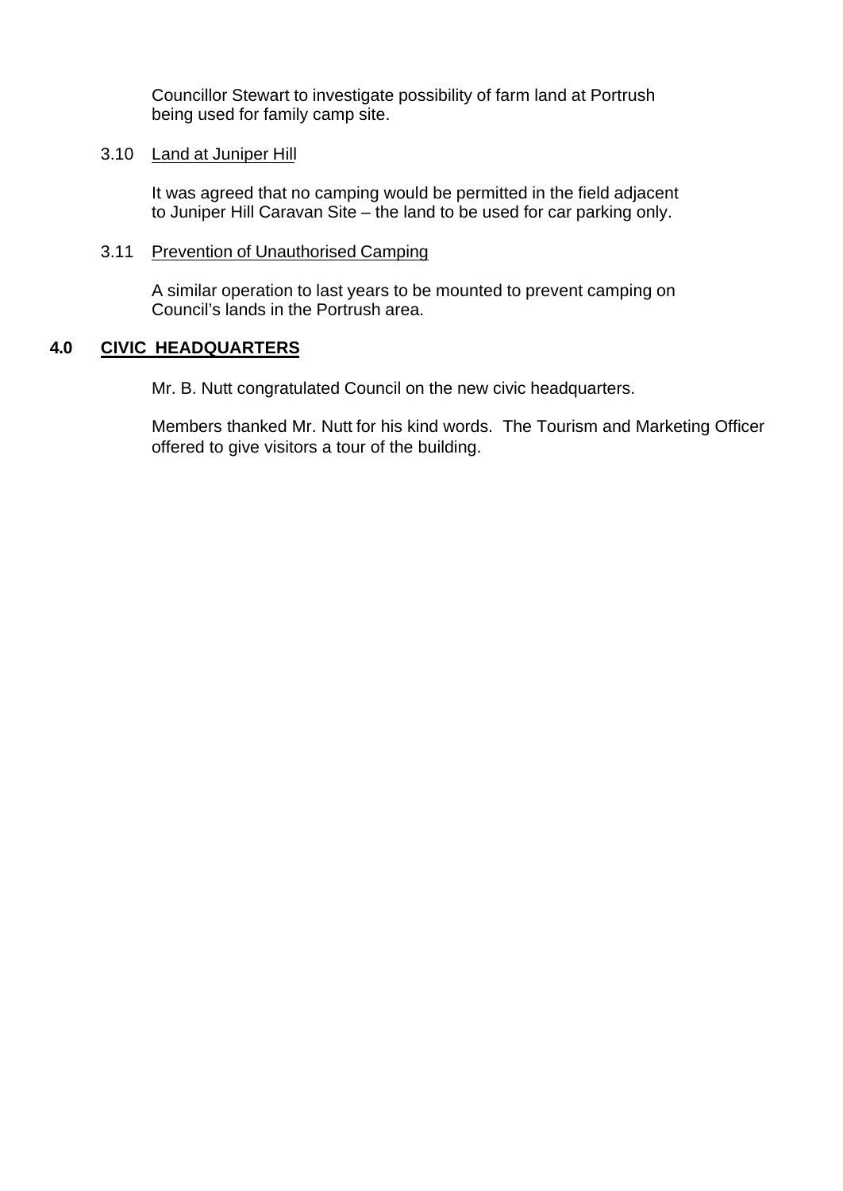Councillor Stewart to investigate possibility of farm land at Portrush being used for family camp site.

3.10 Land at Juniper Hill

It was agreed that no camping would be permitted in the field adjacent to Juniper Hill Caravan Site – the land to be used for car parking only.

3.11 Prevention of Unauthorised Camping

A similar operation to last years to be mounted to prevent camping on Council's lands in the Portrush area.

## 4.0 CIVIC HEADQUARTERS

Mr. B. Nutt congratulated Council on the new civic headquarters.

Members thanked Mr. Nutt for his kind words. The Tourism and Marketing Officer offered to give visitors a tour of the building.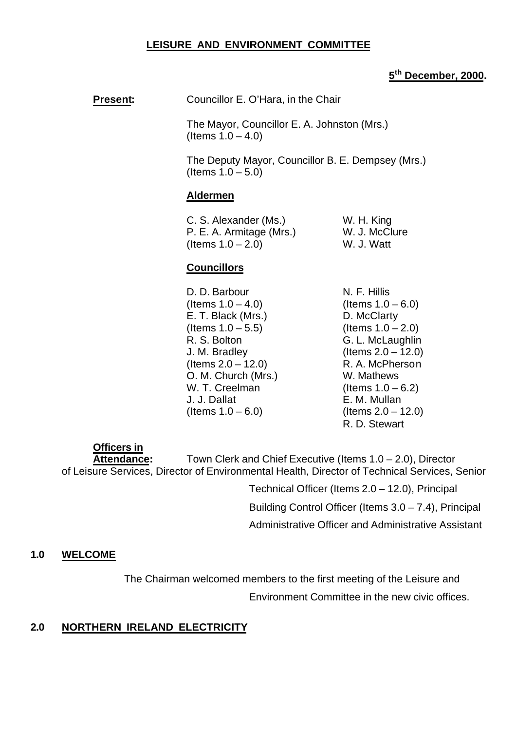**LEISURE AND ENVIRONMENT COMMITTEE**

**5th December, 2000.**

**Present:** Councillor E. O'Hara, in the Chair

The Mayor, Councillor E. A. Johnston (Mrs.) (Items 1.0 – 4.0)

The Deputy Mayor, Councillor B. E. Dempsey (Mrs.) (Items 1.0 – 5.0)

**Aldermen**

C. S. Alexander (Ms.)
P. E. A. Armitage (Mrs.) (Items 1.0 – 2.0)
W. H. King
W. J. McClure
W. J. Watt

**Councillors**

D. D. Barbour (Items 1.0 – 4.0)
E. T. Black (Mrs.) (Items 1.0 – 5.5)
R. S. Bolton
J. M. Bradley (Items 2.0 – 12.0)
O. M. Church (Mrs.)
W. T. Creelman
J. J. Dallat (Items 1.0 – 6.0)
N. F. Hillis (Items 1.0 – 6.0)
D. McClarty (Items 1.0 – 2.0)
G. L. McLaughlin (Items 2.0 – 12.0)
R. A. McPherson
W. Mathews (Items 1.0 – 6.2)
E. M. Mullan (Items 2.0 – 12.0)
R. D. Stewart

**Officers in Attendance:** Town Clerk and Chief Executive (Items 1.0 – 2.0), Director of Leisure Services, Director of Environmental Health, Director of Technical Services, Senior Technical Officer (Items 2.0 – 12.0), Principal Building Control Officer (Items 3.0 – 7.4), Principal Administrative Officer and Administrative Assistant

## 1.0 WELCOME

The Chairman welcomed members to the first meeting of the Leisure and Environment Committee in the new civic offices.

## 2.0 NORTHERN IRELAND ELECTRICITY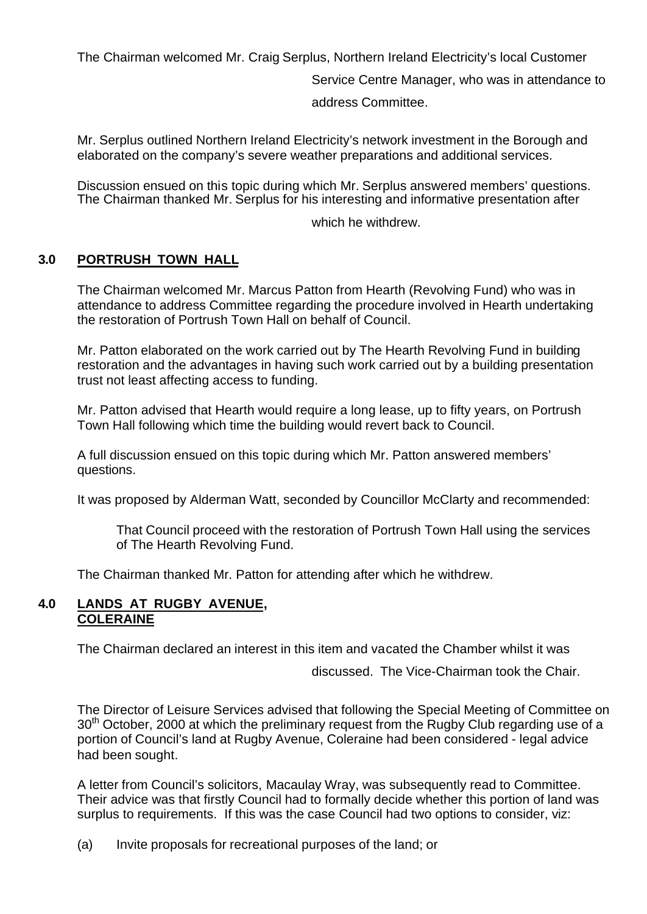The Chairman welcomed Mr. Craig Serplus, Northern Ireland Electricity's local Customer Service Centre Manager, who was in attendance to address Committee.

Mr. Serplus outlined Northern Ireland Electricity's network investment in the Borough and elaborated on the company's severe weather preparations and additional services.

Discussion ensued on this topic during which Mr. Serplus answered members' questions. The Chairman thanked Mr. Serplus for his interesting and informative presentation after which he withdrew.

## 3.0 PORTRUSH TOWN HALL

The Chairman welcomed Mr. Marcus Patton from Hearth (Revolving Fund) who was in attendance to address Committee regarding the procedure involved in Hearth undertaking the restoration of Portrush Town Hall on behalf of Council.

Mr. Patton elaborated on the work carried out by The Hearth Revolving Fund in building restoration and the advantages in having such work carried out by a building presentation trust not least affecting access to funding.

Mr. Patton advised that Hearth would require a long lease, up to fifty years, on Portrush Town Hall following which time the building would revert back to Council.

A full discussion ensued on this topic during which Mr. Patton answered members' questions.

It was proposed by Alderman Watt, seconded by Councillor McClarty and recommended:

> That Council proceed with the restoration of Portrush Town Hall using the services of The Hearth Revolving Fund.

The Chairman thanked Mr. Patton for attending after which he withdrew.

## 4.0 LANDS AT RUGBY AVENUE, COLERAINE

The Chairman declared an interest in this item and vacated the Chamber whilst it was discussed. The Vice-Chairman took the Chair.

The Director of Leisure Services advised that following the Special Meeting of Committee on 30th October, 2000 at which the preliminary request from the Rugby Club regarding use of a portion of Council's land at Rugby Avenue, Coleraine had been considered - legal advice had been sought.

A letter from Council's solicitors, Macaulay Wray, was subsequently read to Committee. Their advice was that firstly Council had to formally decide whether this portion of land was surplus to requirements. If this was the case Council had two options to consider, viz:

(a) Invite proposals for recreational purposes of the land; or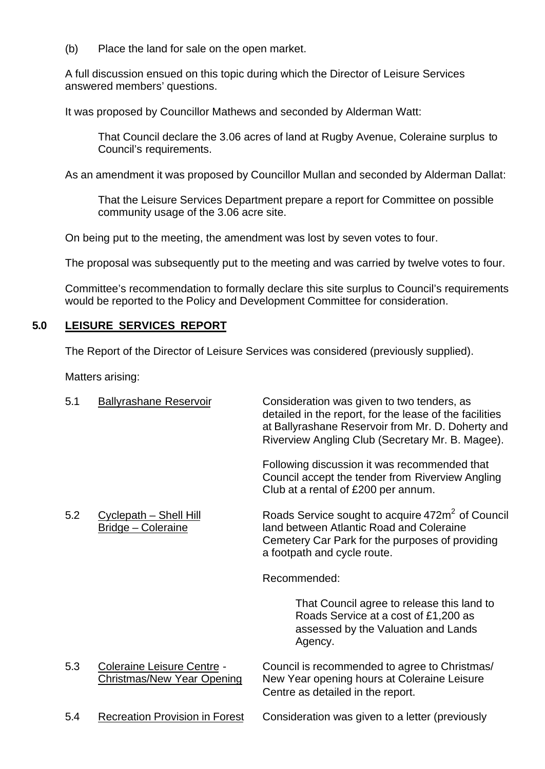(b) Place the land for sale on the open market.

A full discussion ensued on this topic during which the Director of Leisure Services answered members' questions.

It was proposed by Councillor Mathews and seconded by Alderman Watt:

> That Council declare the 3.06 acres of land at Rugby Avenue, Coleraine surplus to Council's requirements.

As an amendment it was proposed by Councillor Mullan and seconded by Alderman Dallat:

> That the Leisure Services Department prepare a report for Committee on possible community usage of the 3.06 acre site.

On being put to the meeting, the amendment was lost by seven votes to four.

The proposal was subsequently put to the meeting and was carried by twelve votes to four.

Committee's recommendation to formally declare this site surplus to Council's requirements would be reported to the Policy and Development Committee for consideration.

## 5.0 LEISURE SERVICES REPORT

The Report of the Director of Leisure Services was considered (previously supplied).

Matters arising:

5.1 Ballyrashane Reservoir

Consideration was given to two tenders, as detailed in the report, for the lease of the facilities at Ballyrashane Reservoir from Mr. D. Doherty and Riverview Angling Club (Secretary Mr. B. Magee).

Following discussion it was recommended that Council accept the tender from Riverview Angling Club at a rental of £200 per annum.

5.2 Cyclepath – Shell Hill Bridge – Coleraine

Roads Service sought to acquire 472m$^2$ of Council land between Atlantic Road and Coleraine Cemetery Car Park for the purposes of providing a footpath and cycle route.

Recommended:

> That Council agree to release this land to Roads Service at a cost of £1,200 as assessed by the Valuation and Lands Agency.

5.3 Coleraine Leisure Centre - Christmas/New Year Opening

Council is recommended to agree to Christmas/ New Year opening hours at Coleraine Leisure Centre as detailed in the report.

5.4 Recreation Provision in Forest

Consideration was given to a letter (previously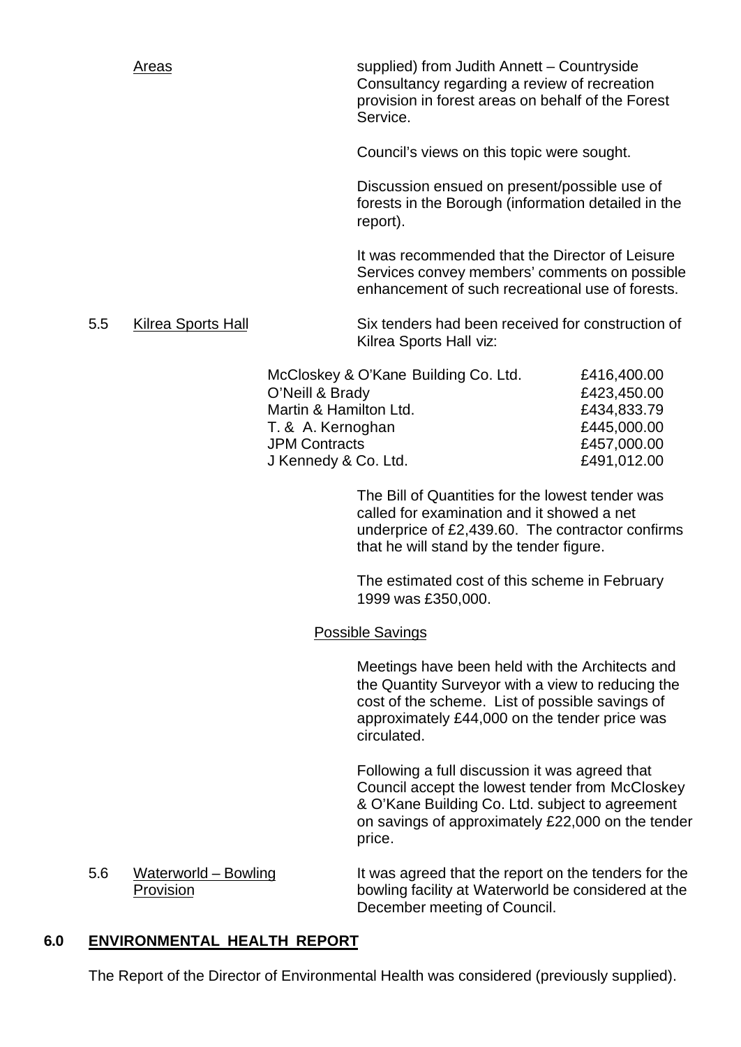Areas

supplied) from Judith Annett – Countryside Consultancy regarding a review of recreation provision in forest areas on behalf of the Forest Service.

Council's views on this topic were sought.

Discussion ensued on present/possible use of forests in the Borough (information detailed in the report).

It was recommended that the Director of Leisure Services convey members' comments on possible enhancement of such recreational use of forests.

5.5 Kilrea Sports Hall

Six tenders had been received for construction of Kilrea Sports Hall viz:

| | |
|---|---|
| McCloskey & O'Kane Building Co. Ltd. | £416,400.00 |
| O'Neill & Brady | £423,450.00 |
| Martin & Hamilton Ltd. | £434,833.79 |
| T. & A. Kernoghan | £445,000.00 |
| JPM Contracts | £457,000.00 |
| J Kennedy & Co. Ltd. | £491,012.00 |

The Bill of Quantities for the lowest tender was called for examination and it showed a net underprice of £2,439.60. The contractor confirms that he will stand by the tender figure.

The estimated cost of this scheme in February 1999 was £350,000.

Possible Savings

Meetings have been held with the Architects and the Quantity Surveyor with a view to reducing the cost of the scheme. List of possible savings of approximately £44,000 on the tender price was circulated.

Following a full discussion it was agreed that Council accept the lowest tender from McCloskey & O'Kane Building Co. Ltd. subject to agreement on savings of approximately £22,000 on the tender price.

5.6 Waterworld – Bowling Provision

It was agreed that the report on the tenders for the bowling facility at Waterworld be considered at the December meeting of Council.

## 6.0 ENVIRONMENTAL HEALTH REPORT

The Report of the Director of Environmental Health was considered (previously supplied).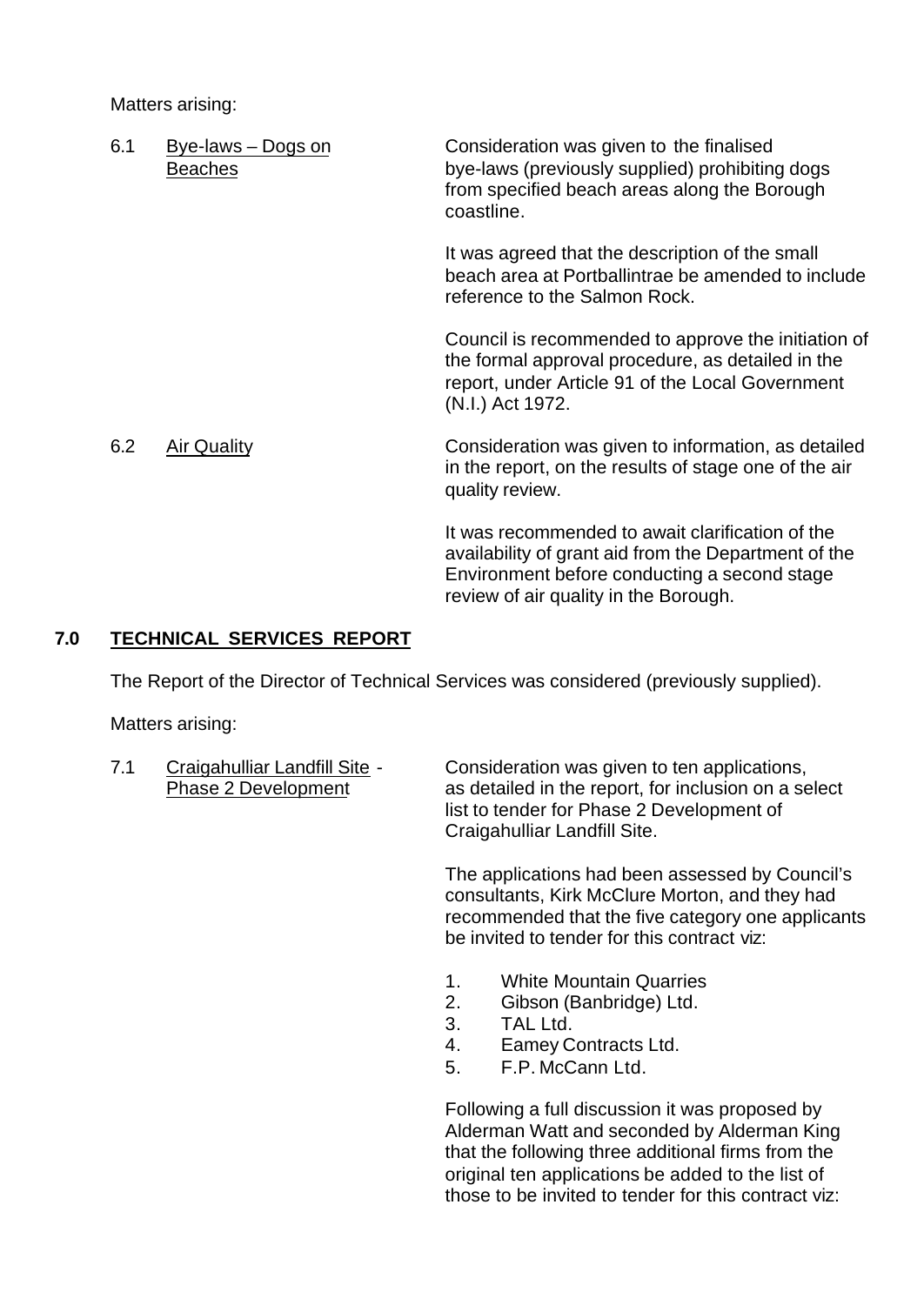Matters arising:

6.1 Bye-laws – Dogs on Beaches

Consideration was given to the finalised bye-laws (previously supplied) prohibiting dogs from specified beach areas along the Borough coastline.

It was agreed that the description of the small beach area at Portballintrae be amended to include reference to the Salmon Rock.

Council is recommended to approve the initiation of the formal approval procedure, as detailed in the report, under Article 91 of the Local Government (N.I.) Act 1972.

6.2 Air Quality

Consideration was given to information, as detailed in the report, on the results of stage one of the air quality review.

It was recommended to await clarification of the availability of grant aid from the Department of the Environment before conducting a second stage review of air quality in the Borough.

## 7.0 TECHNICAL SERVICES REPORT

The Report of the Director of Technical Services was considered (previously supplied).

Matters arising:

7.1 Craigahulliar Landfill Site - Phase 2 Development

Consideration was given to ten applications, as detailed in the report, for inclusion on a select list to tender for Phase 2 Development of Craigahulliar Landfill Site.

The applications had been assessed by Council's consultants, Kirk McClure Morton, and they had recommended that the five category one applicants be invited to tender for this contract viz:

1. White Mountain Quarries
2. Gibson (Banbridge) Ltd.
3. TAL Ltd.
4. Eamey Contracts Ltd.
5. F.P. McCann Ltd.

Following a full discussion it was proposed by Alderman Watt and seconded by Alderman King that the following three additional firms from the original ten applications be added to the list of those to be invited to tender for this contract viz: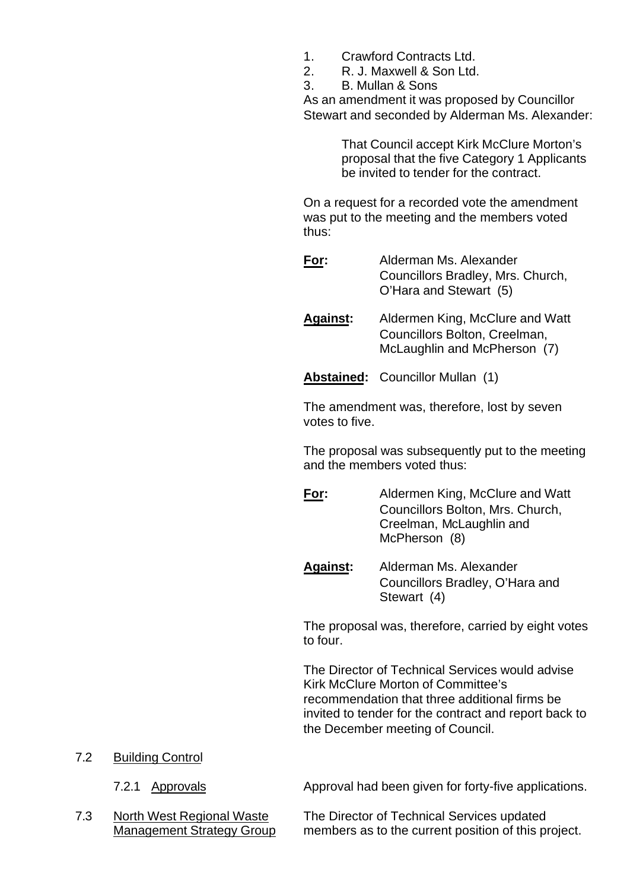1. Crawford Contracts Ltd.
2. R. J. Maxwell & Son Ltd.
3. B. Mullan & Sons

As an amendment it was proposed by Councillor Stewart and seconded by Alderman Ms. Alexander:

> That Council accept Kirk McClure Morton's proposal that the five Category 1 Applicants be invited to tender for the contract.

On a request for a recorded vote the amendment was put to the meeting and the members voted thus:

**For:** Alderman Ms. Alexander
Councillors Bradley, Mrs. Church, O'Hara and Stewart (5)

**Against:** Aldermen King, McClure and Watt
Councillors Bolton, Creelman, McLaughlin and McPherson (7)

**Abstained:** Councillor Mullan (1)

The amendment was, therefore, lost by seven votes to five.

The proposal was subsequently put to the meeting and the members voted thus:

**For:** Aldermen King, McClure and Watt
Councillors Bolton, Mrs. Church, Creelman, McLaughlin and McPherson (8)

**Against:** Alderman Ms. Alexander
Councillors Bradley, O'Hara and Stewart (4)

The proposal was, therefore, carried by eight votes to four.

The Director of Technical Services would advise Kirk McClure Morton of Committee's recommendation that three additional firms be invited to tender for the contract and report back to the December meeting of Council.

7.2 Building Control

7.2.1 Approvals — Approval had been given for forty-five applications.

7.3 North West Regional Waste Management Strategy Group — The Director of Technical Services updated members as to the current position of this project.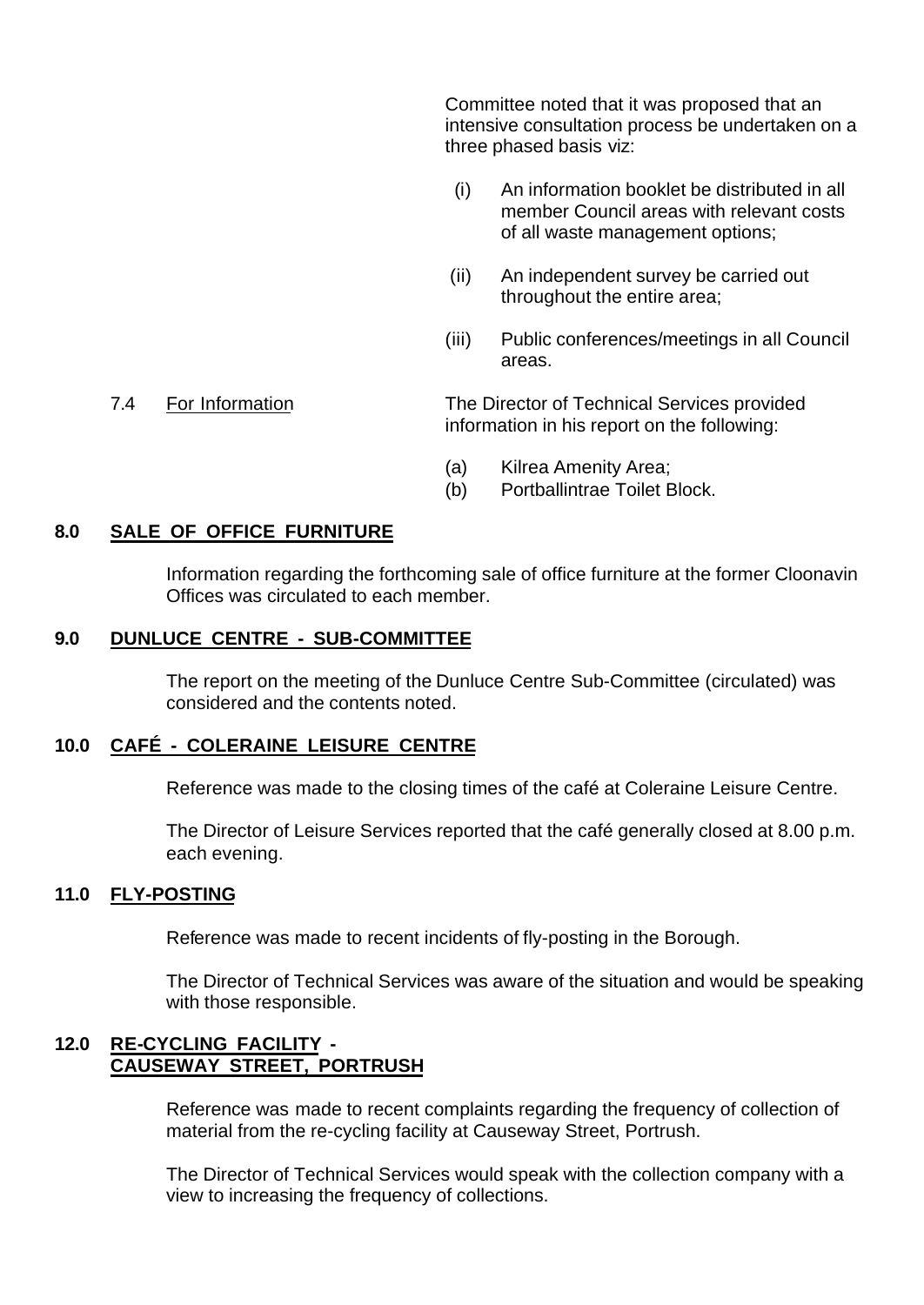Committee noted that it was proposed that an intensive consultation process be undertaken on a three phased basis viz:

(i) An information booklet be distributed in all member Council areas with relevant costs of all waste management options;

(ii) An independent survey be carried out throughout the entire area;

(iii) Public conferences/meetings in all Council areas.

7.4 For Information

The Director of Technical Services provided information in his report on the following:

(a) Kilrea Amenity Area;
(b) Portballintrae Toilet Block.

## 8.0 SALE OF OFFICE FURNITURE

Information regarding the forthcoming sale of office furniture at the former Cloonavin Offices was circulated to each member.

## 9.0 DUNLUCE CENTRE - SUB-COMMITTEE

The report on the meeting of the Dunluce Centre Sub-Committee (circulated) was considered and the contents noted.

## 10.0 CAFÉ - COLERAINE LEISURE CENTRE

Reference was made to the closing times of the café at Coleraine Leisure Centre.

The Director of Leisure Services reported that the café generally closed at 8.00 p.m. each evening.

## 11.0 FLY-POSTING

Reference was made to recent incidents of fly-posting in the Borough.

The Director of Technical Services was aware of the situation and would be speaking with those responsible.

## 12.0 RE-CYCLING FACILITY - CAUSEWAY STREET, PORTRUSH

Reference was made to recent complaints regarding the frequency of collection of material from the re-cycling facility at Causeway Street, Portrush.

The Director of Technical Services would speak with the collection company with a view to increasing the frequency of collections.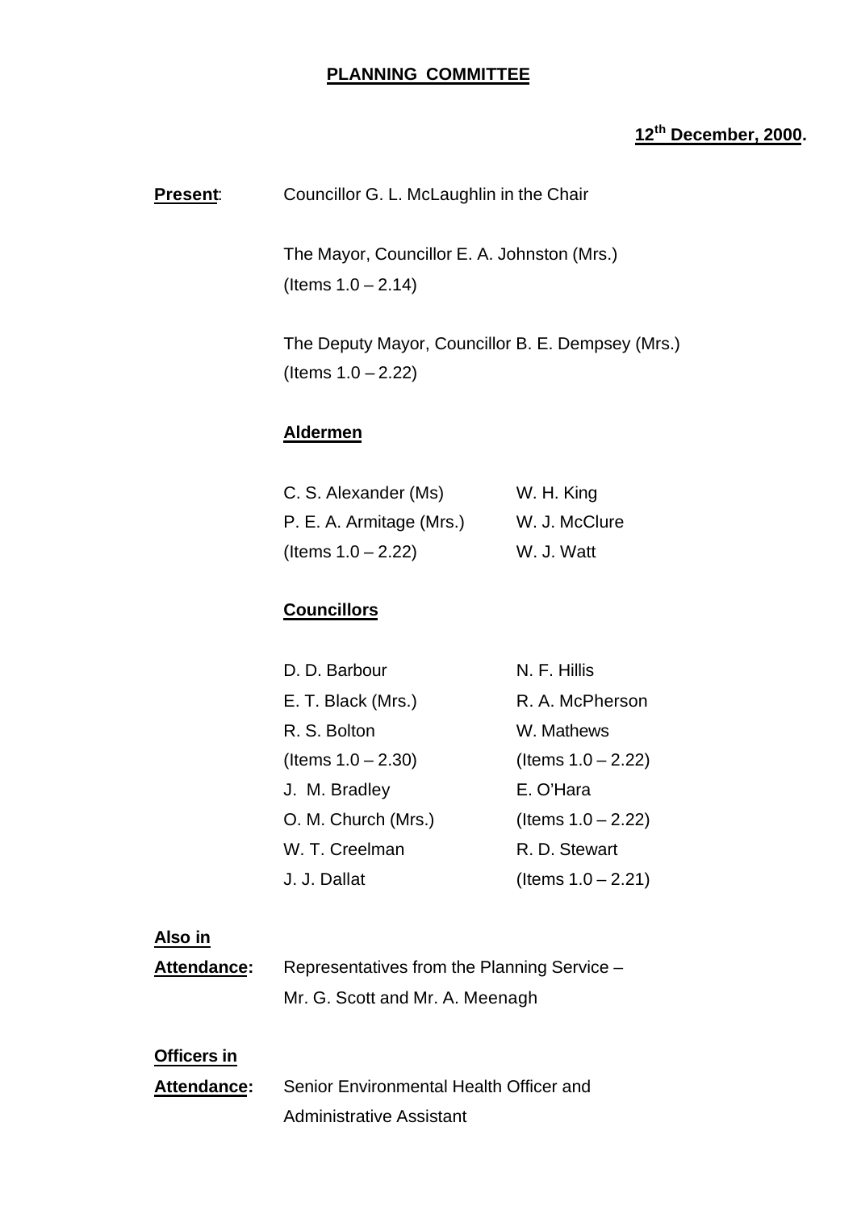**PLANNING COMMITTEE**

**12th December, 2000.**

**Present**: Councillor G. L. McLaughlin in the Chair

The Mayor, Councillor E. A. Johnston (Mrs.)
(Items 1.0 – 2.14)

The Deputy Mayor, Councillor B. E. Dempsey (Mrs.)
(Items 1.0 – 2.22)

**Aldermen**

C. S. Alexander (Ms)
P. E. A. Armitage (Mrs.)
(Items 1.0 – 2.22)
W. H. King
W. J. McClure
W. J. Watt

**Councillors**

D. D. Barbour
E. T. Black (Mrs.)
R. S. Bolton
(Items 1.0 – 2.30)
J. M. Bradley
O. M. Church (Mrs.)
W. T. Creelman
J. J. Dallat
N. F. Hillis
R. A. McPherson
W. Mathews
(Items 1.0 – 2.22)
E. O'Hara
(Items 1.0 – 2.22)
R. D. Stewart
(Items 1.0 – 2.21)

**Also in Attendance:** Representatives from the Planning Service – Mr. G. Scott and Mr. A. Meenagh

**Officers in Attendance:** Senior Environmental Health Officer and Administrative Assistant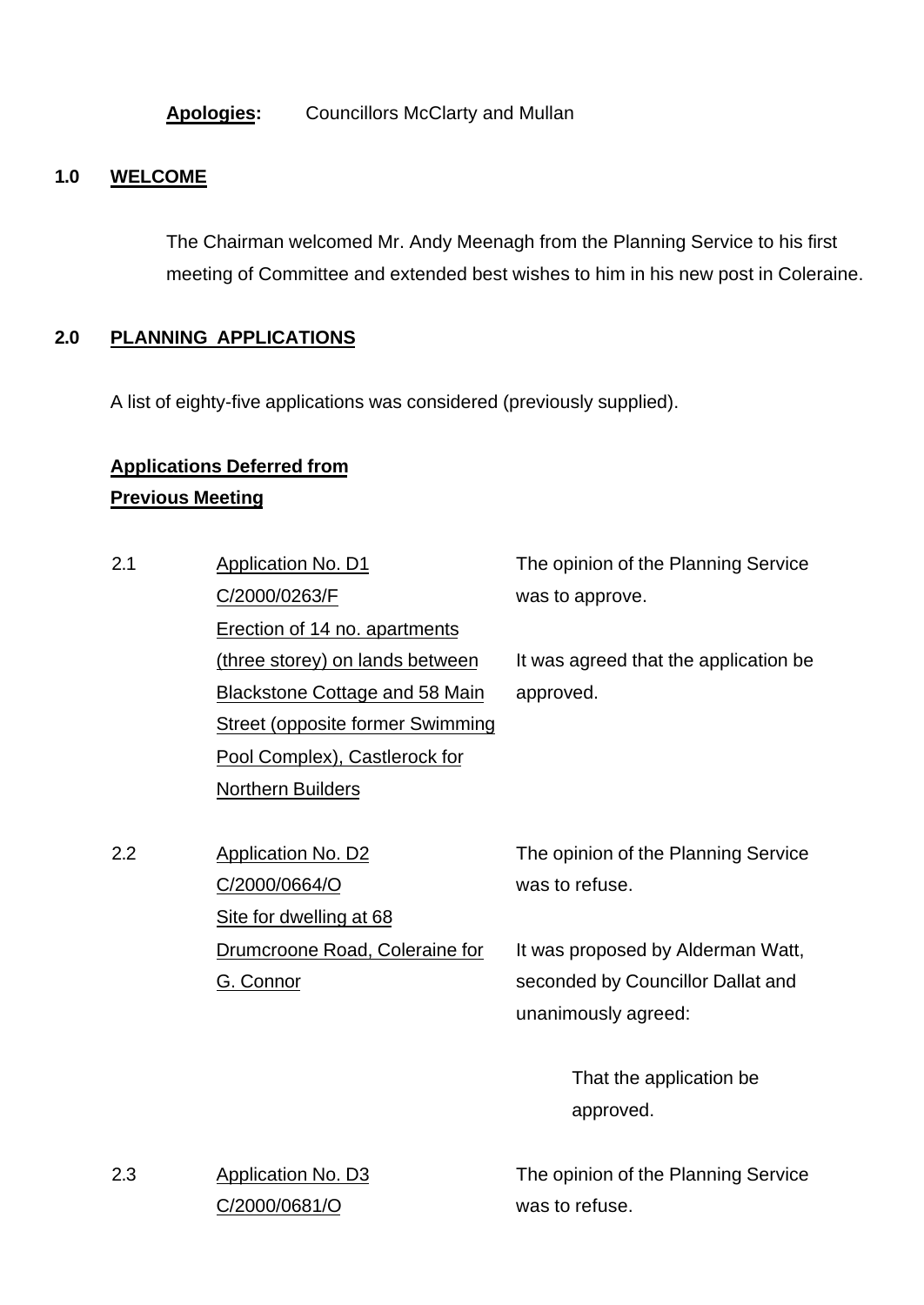**Apologies:** Councillors McClarty and Mullan

## 1.0 WELCOME

The Chairman welcomed Mr. Andy Meenagh from the Planning Service to his first meeting of Committee and extended best wishes to him in his new post in Coleraine.

## 2.0 PLANNING APPLICATIONS

A list of eighty-five applications was considered (previously supplied).

**Applications Deferred from Previous Meeting**

2.1 Application No. D1
C/2000/0263/F
Erection of 14 no. apartments (three storey) on lands between Blackstone Cottage and 58 Main Street (opposite former Swimming Pool Complex), Castlerock for Northern Builders

The opinion of the Planning Service was to approve.

It was agreed that the application be approved.

2.2 Application No. D2
C/2000/0664/O
Site for dwelling at 68 Drumcroone Road, Coleraine for G. Connor

The opinion of the Planning Service was to refuse.

It was proposed by Alderman Watt, seconded by Councillor Dallat and unanimously agreed:

> That the application be approved.

2.3 Application No. D3
C/2000/0681/O

The opinion of the Planning Service was to refuse.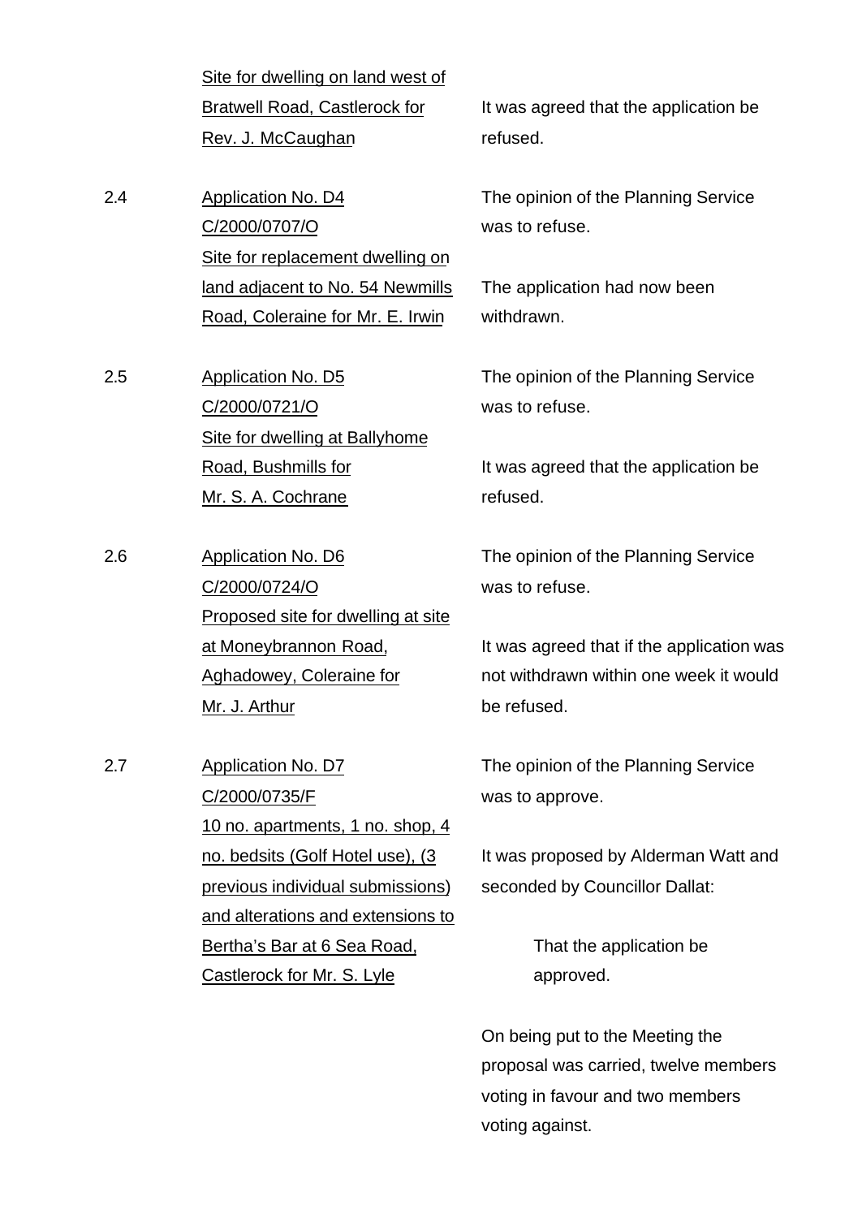<u>Site for dwelling on land west of Bratwell Road, Castlerock for Rev. J. McCaughan</u>

It was agreed that the application be refused.

2.4 <u>Application No. D4</u>
<u>C/2000/0707/O</u>
<u>Site for replacement dwelling on land adjacent to No. 54 Newmills Road, Coleraine for Mr. E. Irwin</u>

The opinion of the Planning Service was to refuse.

The application had now been withdrawn.

2.5 <u>Application No. D5</u>
<u>C/2000/0721/O</u>
<u>Site for dwelling at Ballyhome Road, Bushmills for Mr. S. A. Cochrane</u>

The opinion of the Planning Service was to refuse.

It was agreed that the application be refused.

2.6 <u>Application No. D6</u>
<u>C/2000/0724/O</u>
<u>Proposed site for dwelling at site at Moneybrannon Road, Aghadowey, Coleraine for Mr. J. Arthur</u>

The opinion of the Planning Service was to refuse.

It was agreed that if the application was not withdrawn within one week it would be refused.

2.7 <u>Application No. D7</u>
<u>C/2000/0735/F</u>
<u>10 no. apartments, 1 no. shop, 4 no. bedsits (Golf Hotel use), (3 previous individual submissions) and alterations and extensions to Bertha's Bar at 6 Sea Road, Castlerock for Mr. S. Lyle</u>

The opinion of the Planning Service was to approve.

It was proposed by Alderman Watt and seconded by Councillor Dallat:

> That the application be approved.

On being put to the Meeting the proposal was carried, twelve members voting in favour and two members voting against.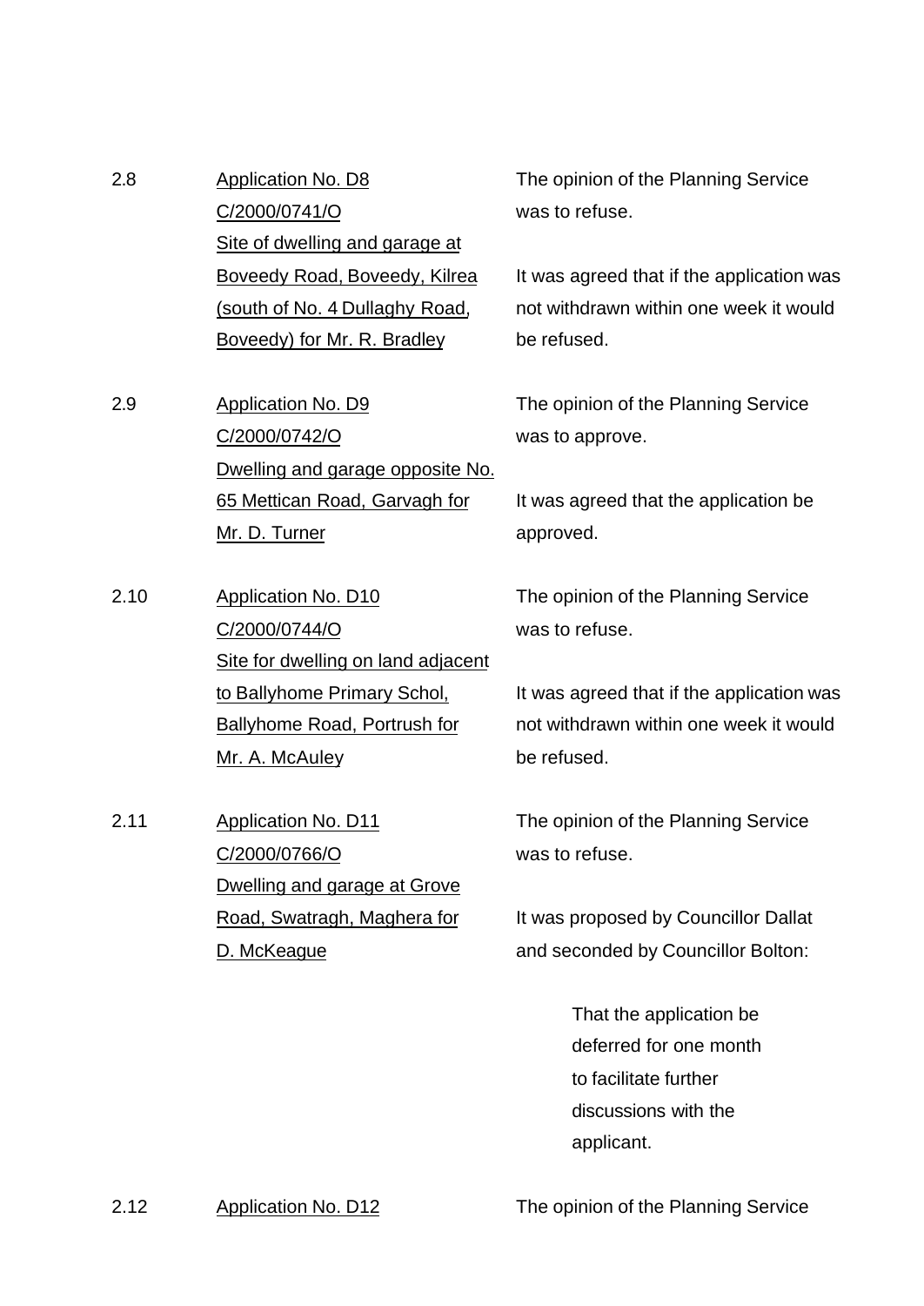2.8 Application No. D8
C/2000/0741/O
Site of dwelling and garage at Boveedy Road, Boveedy, Kilrea (south of No. 4 Dullaghy Road, Boveedy) for Mr. R. Bradley

The opinion of the Planning Service was to refuse.

It was agreed that if the application was not withdrawn within one week it would be refused.

2.9 Application No. D9
C/2000/0742/O
Dwelling and garage opposite No. 65 Mettican Road, Garvagh for Mr. D. Turner

The opinion of the Planning Service was to approve.

It was agreed that the application be approved.

2.10 Application No. D10
C/2000/0744/O
Site for dwelling on land adjacent to Ballyhome Primary Schol, Ballyhome Road, Portrush for Mr. A. McAuley

The opinion of the Planning Service was to refuse.

It was agreed that if the application was not withdrawn within one week it would be refused.

2.11 Application No. D11
C/2000/0766/O
Dwelling and garage at Grove Road, Swatragh, Maghera for D. McKeague

The opinion of the Planning Service was to refuse.

It was proposed by Councillor Dallat and seconded by Councillor Bolton:

> That the application be deferred for one month to facilitate further discussions with the applicant.

2.12 Application No. D12

The opinion of the Planning Service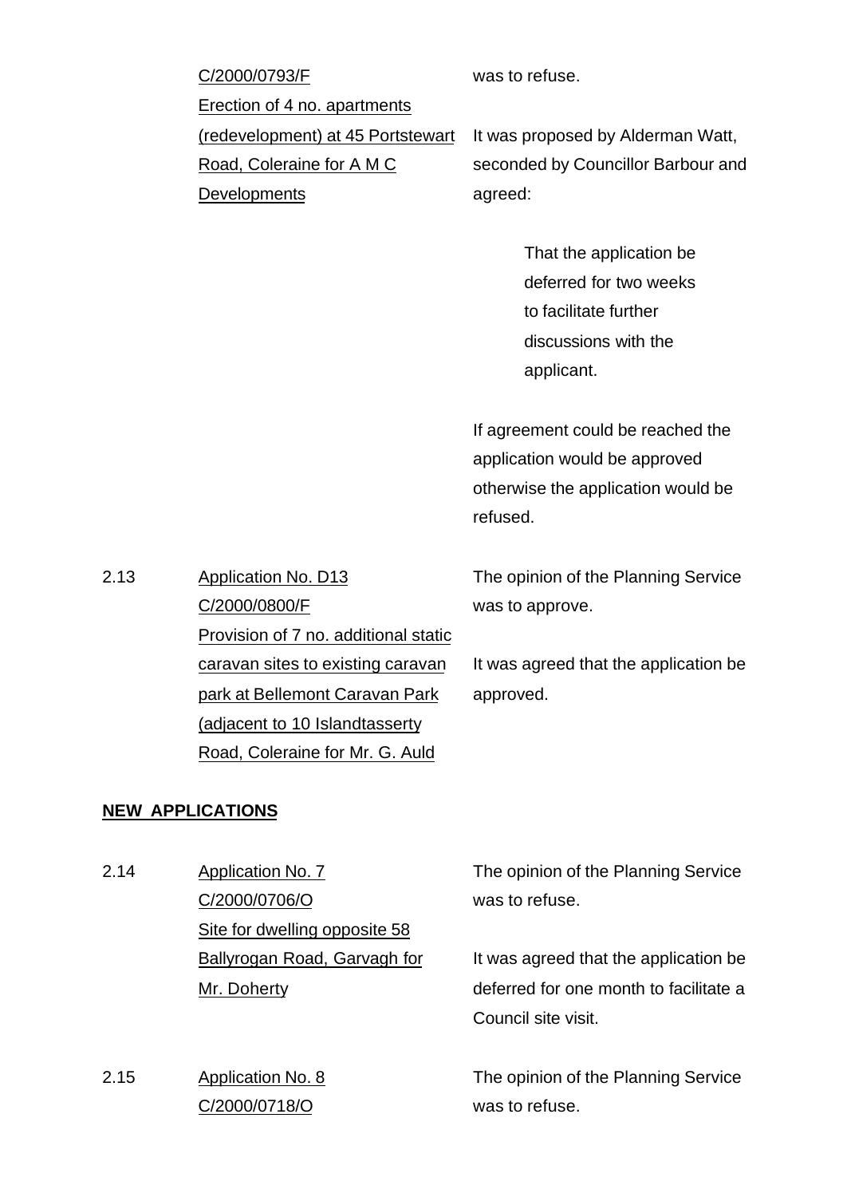C/2000/0793/F
Erection of 4 no. apartments (redevelopment) at 45 Portstewart Road, Coleraine for A M C Developments

was to refuse.

It was proposed by Alderman Watt, seconded by Councillor Barbour and agreed:

> That the application be deferred for two weeks to facilitate further discussions with the applicant.

If agreement could be reached the application would be approved otherwise the application would be refused.

2.13 Application No. D13
C/2000/0800/F
Provision of 7 no. additional static caravan sites to existing caravan park at Bellemont Caravan Park (adjacent to 10 Islandtasserty Road, Coleraine for Mr. G. Auld

The opinion of the Planning Service was to approve.

It was agreed that the application be approved.

## NEW APPLICATIONS

2.14 Application No. 7
C/2000/0706/O
Site for dwelling opposite 58 Ballyrogan Road, Garvagh for Mr. Doherty

The opinion of the Planning Service was to refuse.

It was agreed that the application be deferred for one month to facilitate a Council site visit.

2.15 Application No. 8
C/2000/0718/O

The opinion of the Planning Service was to refuse.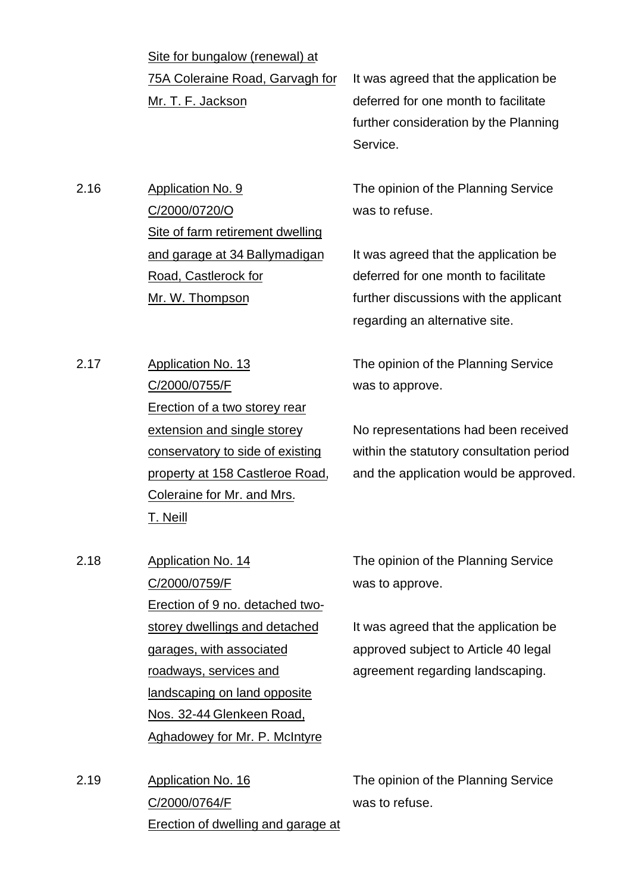| | | |
|---|---|---|
| | <u>Site for bungalow (renewal) at 75A Coleraine Road, Garvagh for Mr. T. F. Jackson</u> | It was agreed that the application be deferred for one month to facilitate further consideration by the Planning Service. |
| 2.16 | <u>Application No. 9</u><br><u>C/2000/0720/O</u><br><u>Site of farm retirement dwelling and garage at 34 Ballymadigan Road, Castlerock for Mr. W. Thompson</u> | The opinion of the Planning Service was to refuse.<br><br>It was agreed that the application be deferred for one month to facilitate further discussions with the applicant regarding an alternative site. |
| 2.17 | <u>Application No. 13</u><br><u>C/2000/0755/F</u><br><u>Erection of a two storey rear extension and single storey conservatory to side of existing property at 158 Castleroe Road, Coleraine for Mr. and Mrs. T. Neill</u> | The opinion of the Planning Service was to approve.<br><br>No representations had been received within the statutory consultation period and the application would be approved. |
| 2.18 | <u>Application No. 14</u><br><u>C/2000/0759/F</u><br><u>Erection of 9 no. detached two-storey dwellings and detached garages, with associated roadways, services and landscaping on land opposite Nos. 32-44 Glenkeen Road, Aghadowey for Mr. P. McIntyre</u> | The opinion of the Planning Service was to approve.<br><br>It was agreed that the application be approved subject to Article 40 legal agreement regarding landscaping. |
| 2.19 | <u>Application No. 16</u><br><u>C/2000/0764/F</u><br><u>Erection of dwelling and garage at</u> | The opinion of the Planning Service was to refuse. |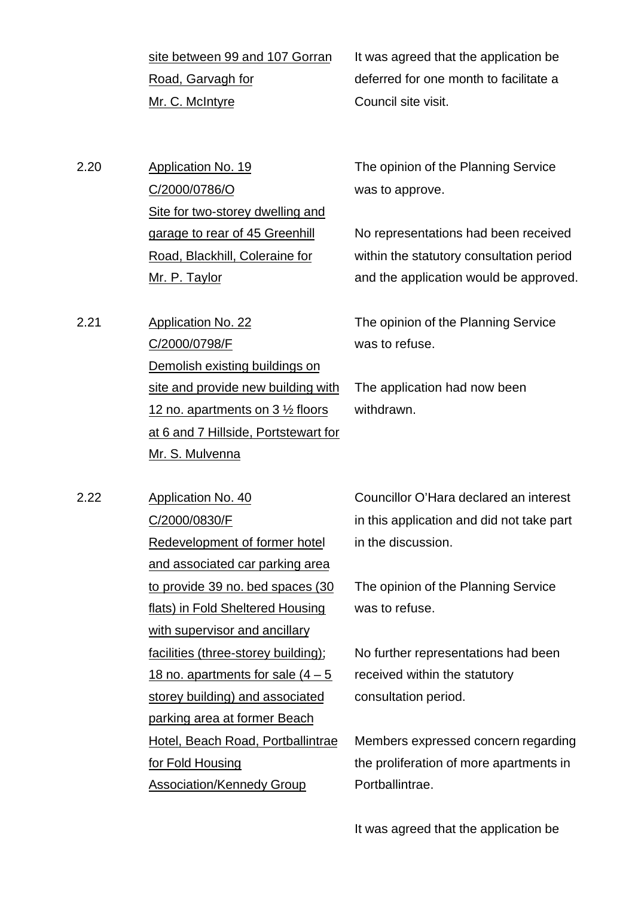| | | |
|---|---|---|
| | site between 99 and 107 Gorran Road, Garvagh for Mr. C. McIntyre | It was agreed that the application be deferred for one month to facilitate a Council site visit. |
| 2.20 | Application No. 19<br>C/2000/0786/O<br>Site for two-storey dwelling and garage to rear of 45 Greenhill Road, Blackhill, Coleraine for Mr. P. Taylor | The opinion of the Planning Service was to approve.<br><br>No representations had been received within the statutory consultation period and the application would be approved. |
| 2.21 | Application No. 22<br>C/2000/0798/F<br>Demolish existing buildings on site and provide new building with 12 no. apartments on 3 ½ floors at 6 and 7 Hillside, Portstewart for Mr. S. Mulvenna | The opinion of the Planning Service was to refuse.<br><br>The application had now been withdrawn. |
| 2.22 | Application No. 40<br>C/2000/0830/F<br>Redevelopment of former hotel and associated car parking area to provide 39 no. bed spaces (30 flats) in Fold Sheltered Housing with supervisor and ancillary facilities (three-storey building); 18 no. apartments for sale (4 – 5 storey building) and associated parking area at former Beach Hotel, Beach Road, Portballintrae for Fold Housing Association/Kennedy Group | Councillor O'Hara declared an interest in this application and did not take part in the discussion.<br><br>The opinion of the Planning Service was to refuse.<br><br>No further representations had been received within the statutory consultation period.<br><br>Members expressed concern regarding the proliferation of more apartments in Portballintrae.<br><br>It was agreed that the application be |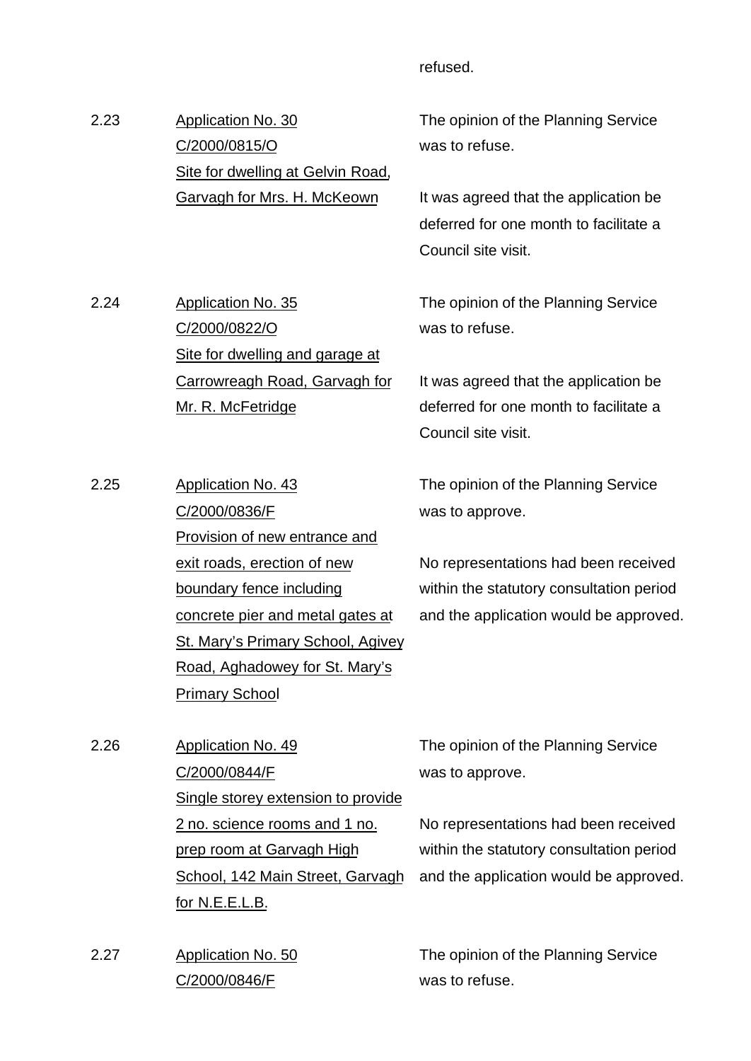refused.

2.23 Application No. 30
C/2000/0815/O
Site for dwelling at Gelvin Road, Garvagh for Mrs. H. McKeown

The opinion of the Planning Service was to refuse.

It was agreed that the application be deferred for one month to facilitate a Council site visit.

2.24 Application No. 35
C/2000/0822/O
Site for dwelling and garage at Carrowreagh Road, Garvagh for Mr. R. McFetridge

The opinion of the Planning Service was to refuse.

It was agreed that the application be deferred for one month to facilitate a Council site visit.

2.25 Application No. 43
C/2000/0836/F
Provision of new entrance and exit roads, erection of new boundary fence including concrete pier and metal gates at St. Mary's Primary School, Agivey Road, Aghadowey for St. Mary's Primary School

The opinion of the Planning Service was to approve.

No representations had been received within the statutory consultation period and the application would be approved.

2.26 Application No. 49
C/2000/0844/F
Single storey extension to provide 2 no. science rooms and 1 no. prep room at Garvagh High School, 142 Main Street, Garvagh for N.E.E.L.B.

The opinion of the Planning Service was to approve.

No representations had been received within the statutory consultation period and the application would be approved.

2.27 Application No. 50
C/2000/0846/F

The opinion of the Planning Service was to refuse.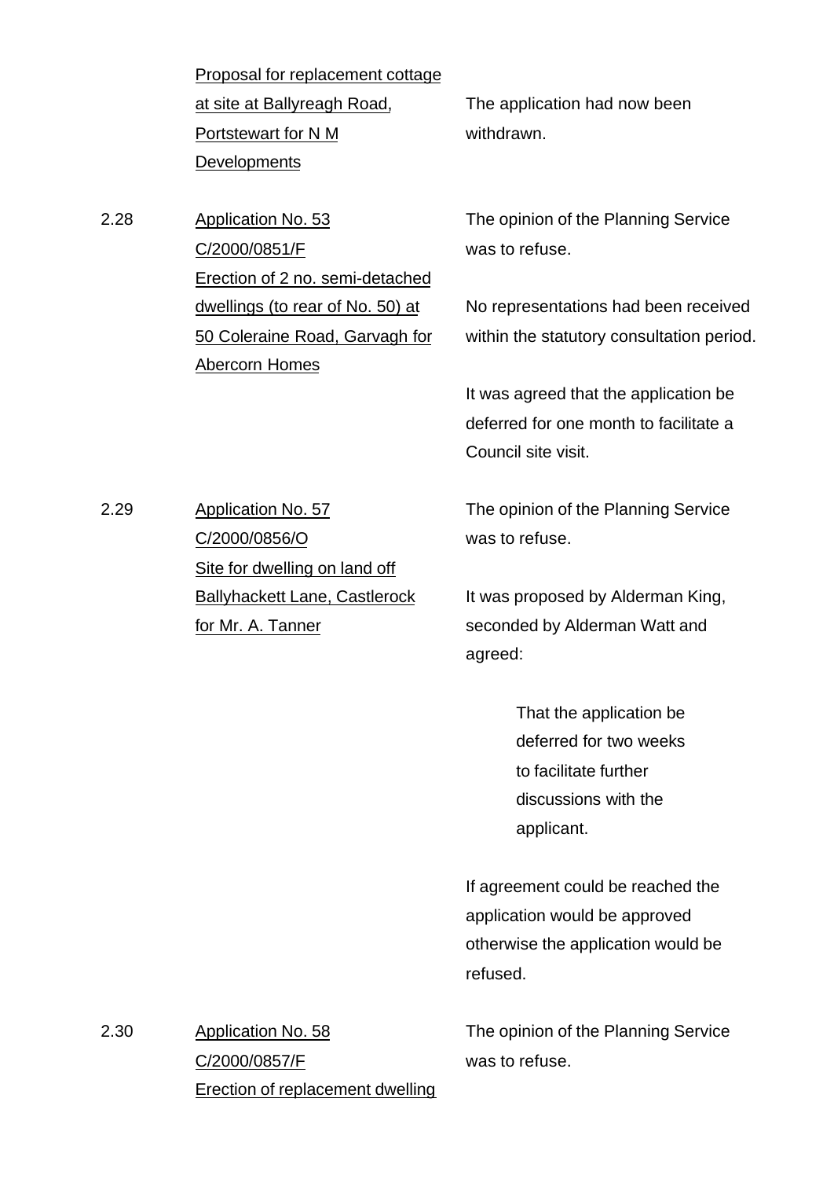Proposal for replacement cottage at site at Ballyreagh Road, Portstewart for N M Developments

The application had now been withdrawn.

2.28 Application No. 53
C/2000/0851/F
Erection of 2 no. semi-detached dwellings (to rear of No. 50) at 50 Coleraine Road, Garvagh for Abercorn Homes

The opinion of the Planning Service was to refuse.

No representations had been received within the statutory consultation period.

It was agreed that the application be deferred for one month to facilitate a Council site visit.

2.29 Application No. 57
C/2000/0856/O
Site for dwelling on land off Ballyhackett Lane, Castlerock for Mr. A. Tanner

The opinion of the Planning Service was to refuse.

It was proposed by Alderman King, seconded by Alderman Watt and agreed:

> That the application be deferred for two weeks to facilitate further discussions with the applicant.

If agreement could be reached the application would be approved otherwise the application would be refused.

2.30 Application No. 58
C/2000/0857/F
Erection of replacement dwelling

The opinion of the Planning Service was to refuse.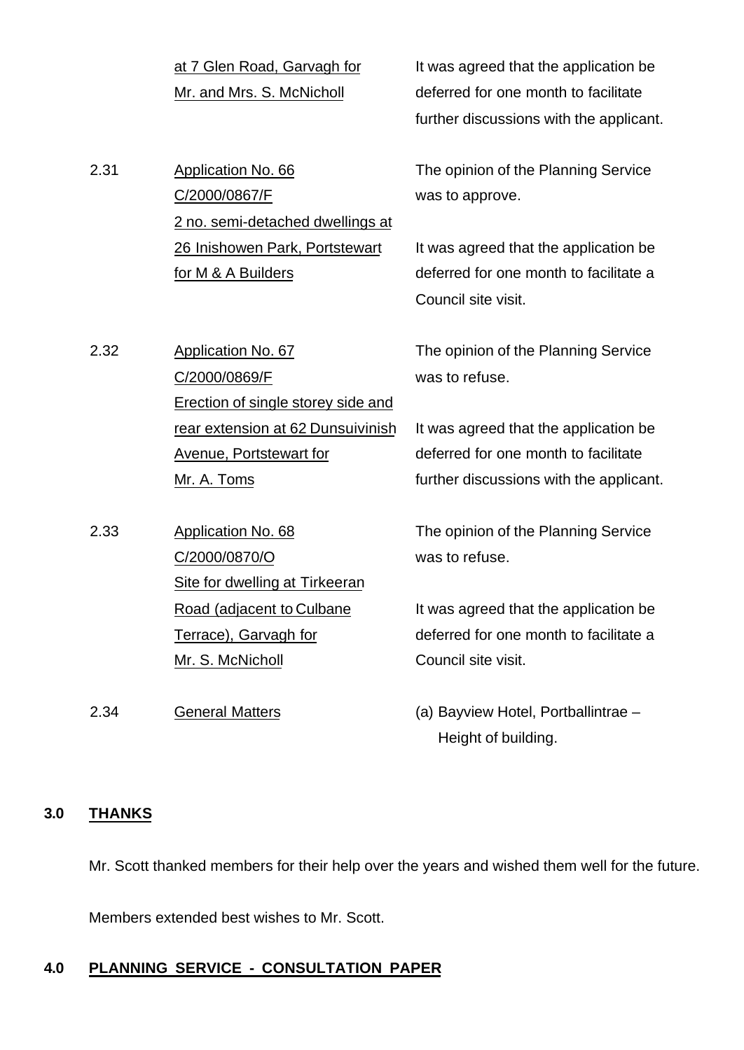| | | |
|---|---|---|
| | at 7 Glen Road, Garvagh for Mr. and Mrs. S. McNicholl | It was agreed that the application be deferred for one month to facilitate further discussions with the applicant. |
| 2.31 | Application No. 66<br>C/2000/0867/F<br>2 no. semi-detached dwellings at 26 Inishowen Park, Portstewart for M & A Builders | The opinion of the Planning Service was to approve.<br><br>It was agreed that the application be deferred for one month to facilitate a Council site visit. |
| 2.32 | Application No. 67<br>C/2000/0869/F<br>Erection of single storey side and rear extension at 62 Dunsuivinish Avenue, Portstewart for Mr. A. Toms | The opinion of the Planning Service was to refuse.<br><br>It was agreed that the application be deferred for one month to facilitate further discussions with the applicant. |
| 2.33 | Application No. 68<br>C/2000/0870/O<br>Site for dwelling at Tirkeeran Road (adjacent to Culbane Terrace), Garvagh for Mr. S. McNicholl | The opinion of the Planning Service was to refuse.<br><br>It was agreed that the application be deferred for one month to facilitate a Council site visit. |
| 2.34 | General Matters | (a) Bayview Hotel, Portballintrae – Height of building. |

## 3.0 THANKS

Mr. Scott thanked members for their help over the years and wished them well for the future.

Members extended best wishes to Mr. Scott.

## 4.0 PLANNING SERVICE - CONSULTATION PAPER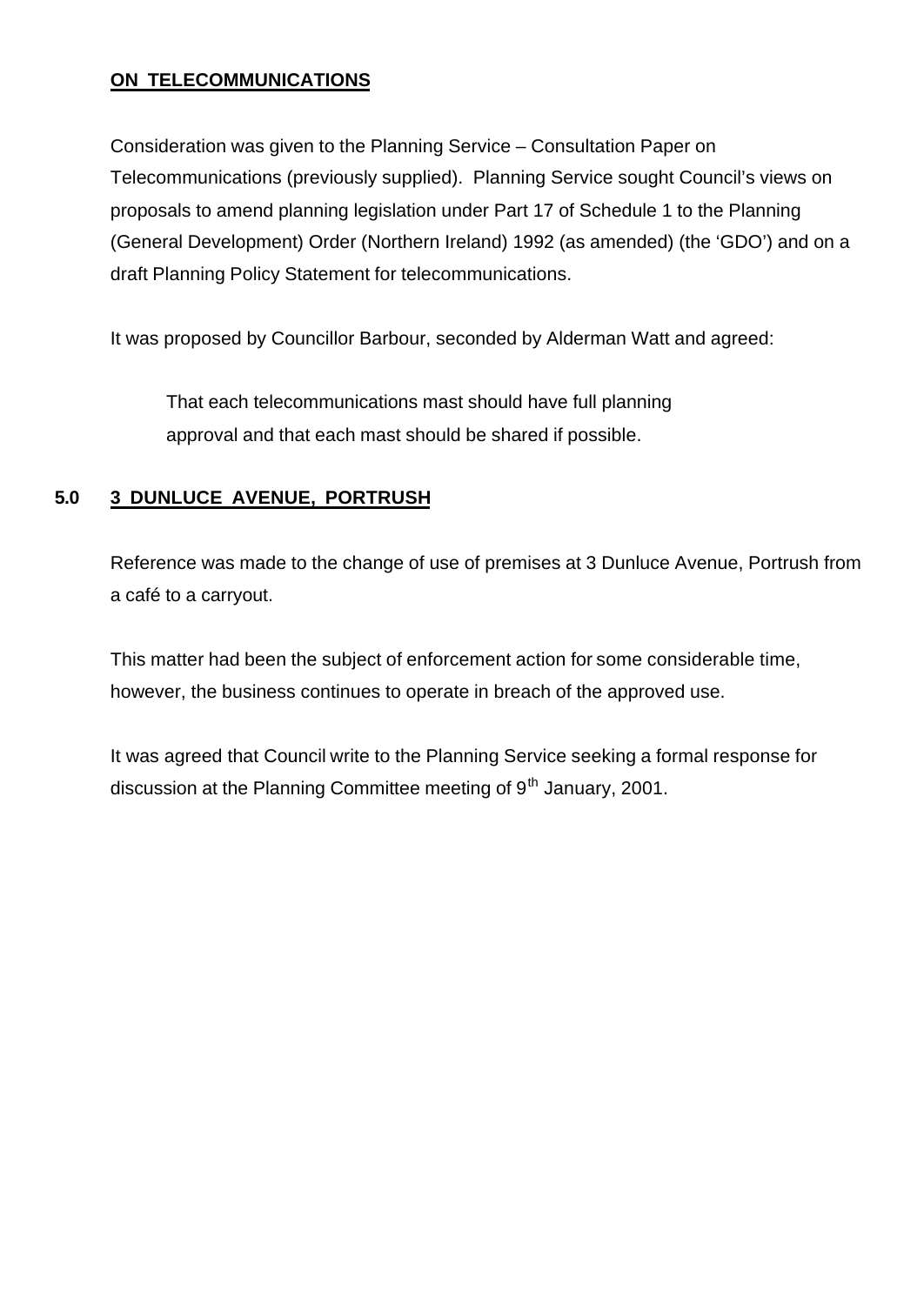**ON TELECOMMUNICATIONS**

Consideration was given to the Planning Service – Consultation Paper on Telecommunications (previously supplied). Planning Service sought Council's views on proposals to amend planning legislation under Part 17 of Schedule 1 to the Planning (General Development) Order (Northern Ireland) 1992 (as amended) (the 'GDO') and on a draft Planning Policy Statement for telecommunications.

It was proposed by Councillor Barbour, seconded by Alderman Watt and agreed:

> That each telecommunications mast should have full planning approval and that each mast should be shared if possible.

## 5.0 3 DUNLUCE AVENUE, PORTRUSH

Reference was made to the change of use of premises at 3 Dunluce Avenue, Portrush from a café to a carryout.

This matter had been the subject of enforcement action for some considerable time, however, the business continues to operate in breach of the approved use.

It was agreed that Council write to the Planning Service seeking a formal response for discussion at the Planning Committee meeting of 9th January, 2001.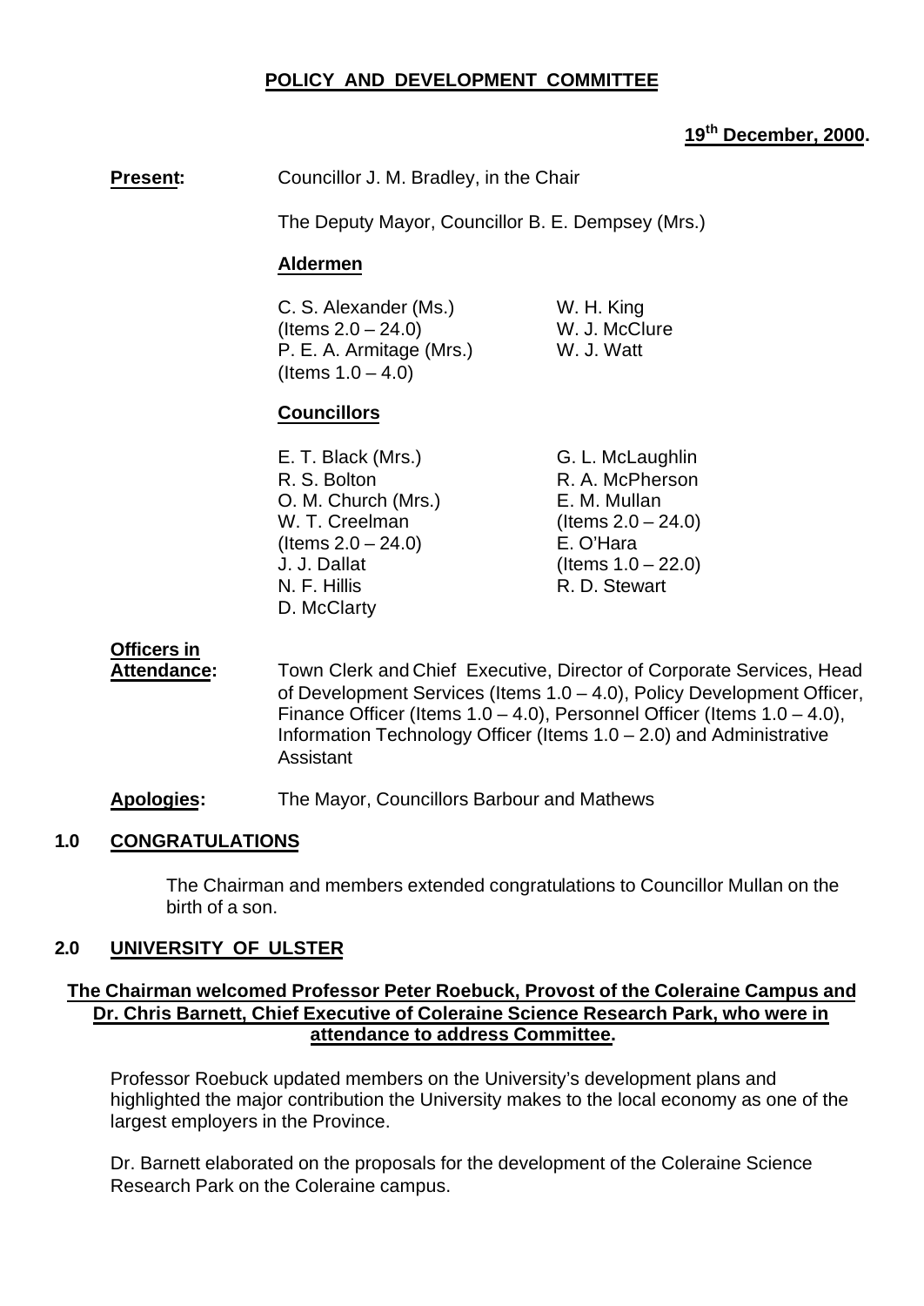## POLICY AND DEVELOPMENT COMMITTEE

**19th December, 2000.**

**Present:** Councillor J. M. Bradley, in the Chair

The Deputy Mayor, Councillor B. E. Dempsey (Mrs.)

**Aldermen**

C. S. Alexander (Ms.) (Items 2.0 – 24.0)
P. E. A. Armitage (Mrs.) (Items 1.0 – 4.0)
W. H. King
W. J. McClure
W. J. Watt

**Councillors**

E. T. Black (Mrs.)
R. S. Bolton
O. M. Church (Mrs.)
W. T. Creelman (Items 2.0 – 24.0)
J. J. Dallat
N. F. Hillis
D. McClarty
G. L. McLaughlin
R. A. McPherson
E. M. Mullan (Items 2.0 – 24.0)
E. O'Hara (Items 1.0 – 22.0)
R. D. Stewart

**Officers in Attendance:** Town Clerk and Chief Executive, Director of Corporate Services, Head of Development Services (Items 1.0 – 4.0), Policy Development Officer, Finance Officer (Items 1.0 – 4.0), Personnel Officer (Items 1.0 – 4.0), Information Technology Officer (Items 1.0 – 2.0) and Administrative Assistant

**Apologies:** The Mayor, Councillors Barbour and Mathews

### 1.0 CONGRATULATIONS

The Chairman and members extended congratulations to Councillor Mullan on the birth of a son.

### 2.0 UNIVERSITY OF ULSTER

**The Chairman welcomed Professor Peter Roebuck, Provost of the Coleraine Campus and Dr. Chris Barnett, Chief Executive of Coleraine Science Research Park, who were in attendance to address Committee.**

Professor Roebuck updated members on the University's development plans and highlighted the major contribution the University makes to the local economy as one of the largest employers in the Province.

Dr. Barnett elaborated on the proposals for the development of the Coleraine Science Research Park on the Coleraine campus.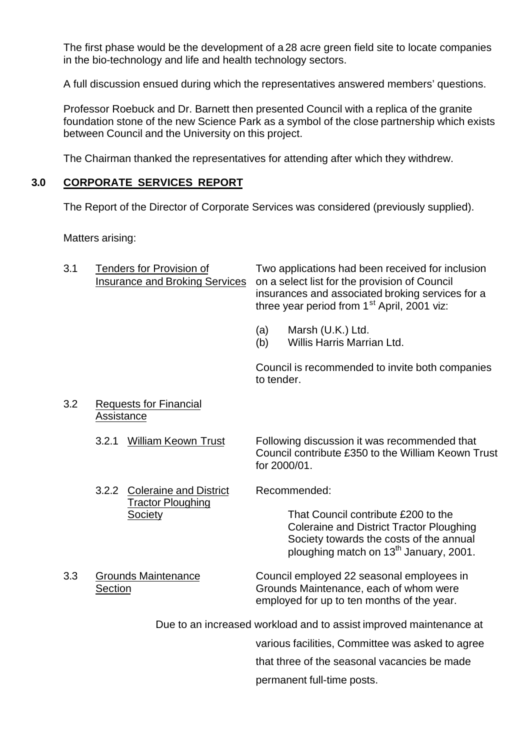The first phase would be the development of a 28 acre green field site to locate companies in the bio-technology and life and health technology sectors.

A full discussion ensued during which the representatives answered members' questions.

Professor Roebuck and Dr. Barnett then presented Council with a replica of the granite foundation stone of the new Science Park as a symbol of the close partnership which exists between Council and the University on this project.

The Chairman thanked the representatives for attending after which they withdrew.

## 3.0 CORPORATE SERVICES REPORT

The Report of the Director of Corporate Services was considered (previously supplied).

Matters arising:

3.1 Tenders for Provision of Insurance and Broking Services

Two applications had been received for inclusion on a select list for the provision of Council insurances and associated broking services for a three year period from 1st April, 2001 viz:

(a) Marsh (U.K.) Ltd.
(b) Willis Harris Marrian Ltd.

Council is recommended to invite both companies to tender.

3.2 Requests for Financial Assistance

3.2.1 William Keown Trust

Following discussion it was recommended that Council contribute £350 to the William Keown Trust for 2000/01.

3.2.2 Coleraine and District Tractor Ploughing Society

Recommended:

That Council contribute £200 to the Coleraine and District Tractor Ploughing Society towards the costs of the annual ploughing match on 13th January, 2001.

3.3 Grounds Maintenance Section

Council employed 22 seasonal employees in Grounds Maintenance, each of whom were employed for up to ten months of the year.

Due to an increased workload and to assist improved maintenance at various facilities, Committee was asked to agree that three of the seasonal vacancies be made permanent full-time posts.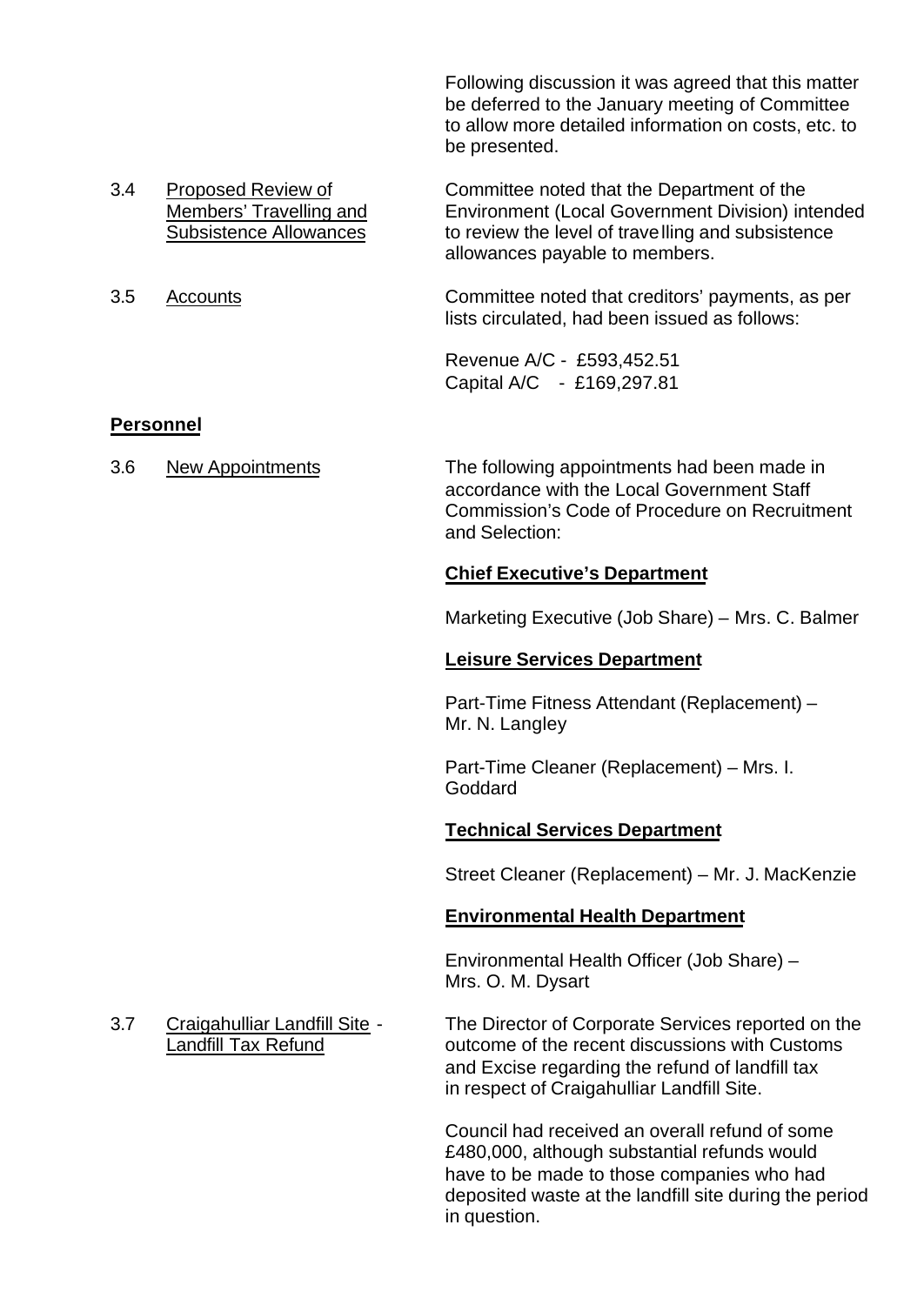Following discussion it was agreed that this matter be deferred to the January meeting of Committee to allow more detailed information on costs, etc. to be presented.

3.4 Proposed Review of Members' Travelling and Subsistence Allowances

Committee noted that the Department of the Environment (Local Government Division) intended to review the level of travelling and subsistence allowances payable to members.

3.5 Accounts

Committee noted that creditors' payments, as per lists circulated, had been issued as follows:

Revenue A/C - £593,452.51
Capital A/C - £169,297.81

**Personnel**

3.6 New Appointments

The following appointments had been made in accordance with the Local Government Staff Commission's Code of Procedure on Recruitment and Selection:

**Chief Executive's Department**

Marketing Executive (Job Share) – Mrs. C. Balmer

**Leisure Services Department**

Part-Time Fitness Attendant (Replacement) – Mr. N. Langley

Part-Time Cleaner (Replacement) – Mrs. I. Goddard

**Technical Services Department**

Street Cleaner (Replacement) – Mr. J. MacKenzie

**Environmental Health Department**

Environmental Health Officer (Job Share) – Mrs. O. M. Dysart

3.7 Craigahulliar Landfill Site - Landfill Tax Refund

The Director of Corporate Services reported on the outcome of the recent discussions with Customs and Excise regarding the refund of landfill tax in respect of Craigahulliar Landfill Site.

Council had received an overall refund of some £480,000, although substantial refunds would have to be made to those companies who had deposited waste at the landfill site during the period in question.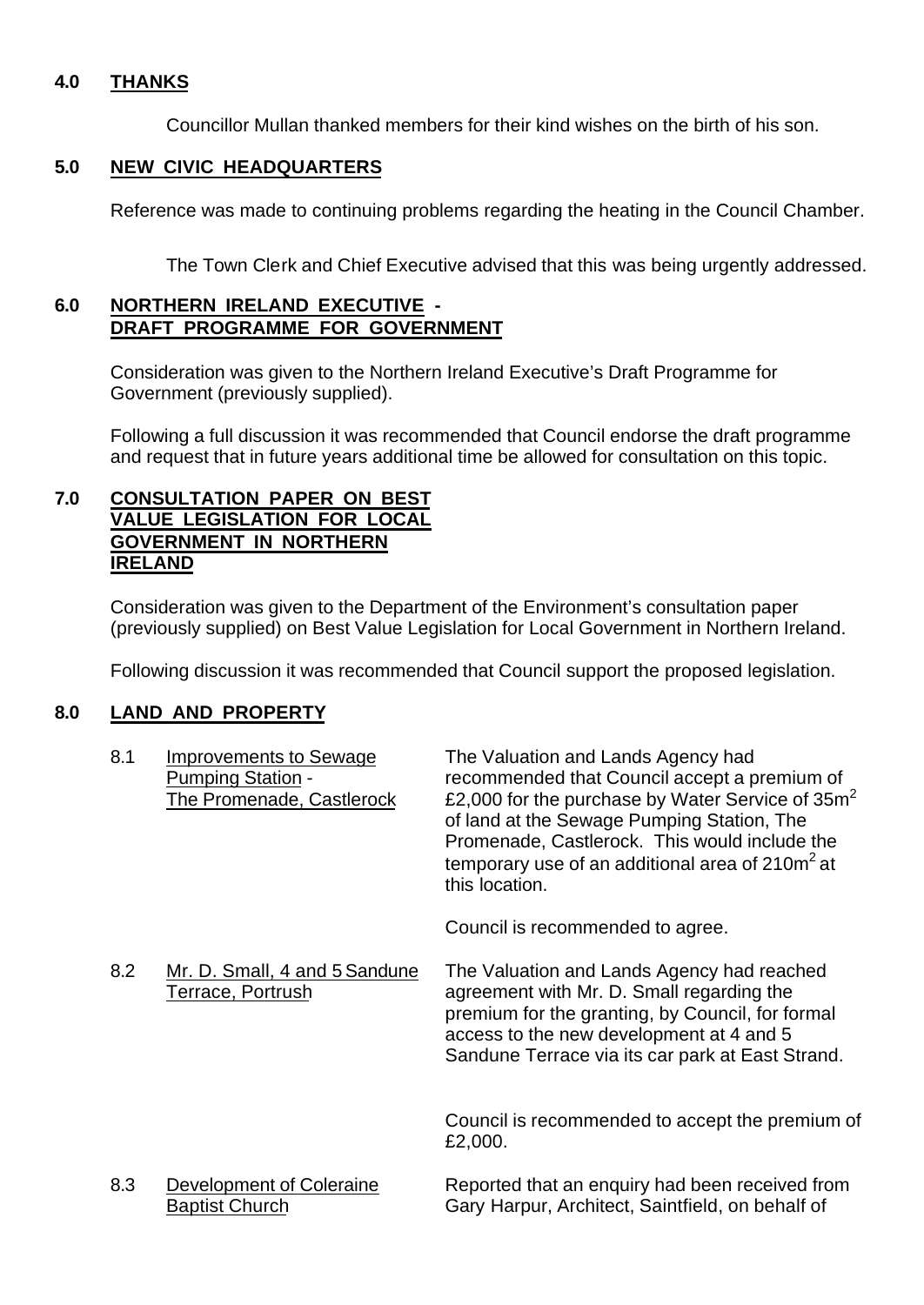## 4.0 THANKS

Councillor Mullan thanked members for their kind wishes on the birth of his son.

## 5.0 NEW CIVIC HEADQUARTERS

Reference was made to continuing problems regarding the heating in the Council Chamber.

The Town Clerk and Chief Executive advised that this was being urgently addressed.

## 6.0 NORTHERN IRELAND EXECUTIVE - DRAFT PROGRAMME FOR GOVERNMENT

Consideration was given to the Northern Ireland Executive's Draft Programme for Government (previously supplied).

Following a full discussion it was recommended that Council endorse the draft programme and request that in future years additional time be allowed for consultation on this topic.

## 7.0 CONSULTATION PAPER ON BEST VALUE LEGISLATION FOR LOCAL GOVERNMENT IN NORTHERN IRELAND

Consideration was given to the Department of the Environment's consultation paper (previously supplied) on Best Value Legislation for Local Government in Northern Ireland.

Following discussion it was recommended that Council support the proposed legislation.

## 8.0 LAND AND PROPERTY

8.1 Improvements to Sewage Pumping Station - The Promenade, Castlerock

The Valuation and Lands Agency had recommended that Council accept a premium of £2,000 for the purchase by Water Service of 35m$^2$ of land at the Sewage Pumping Station, The Promenade, Castlerock. This would include the temporary use of an additional area of 210m$^2$ at this location.

Council is recommended to agree.

8.2 Mr. D. Small, 4 and 5 Sandune Terrace, Portrush

The Valuation and Lands Agency had reached agreement with Mr. D. Small regarding the premium for the granting, by Council, for formal access to the new development at 4 and 5 Sandune Terrace via its car park at East Strand.

Council is recommended to accept the premium of £2,000.

8.3 Development of Coleraine Baptist Church

Reported that an enquiry had been received from Gary Harpur, Architect, Saintfield, on behalf of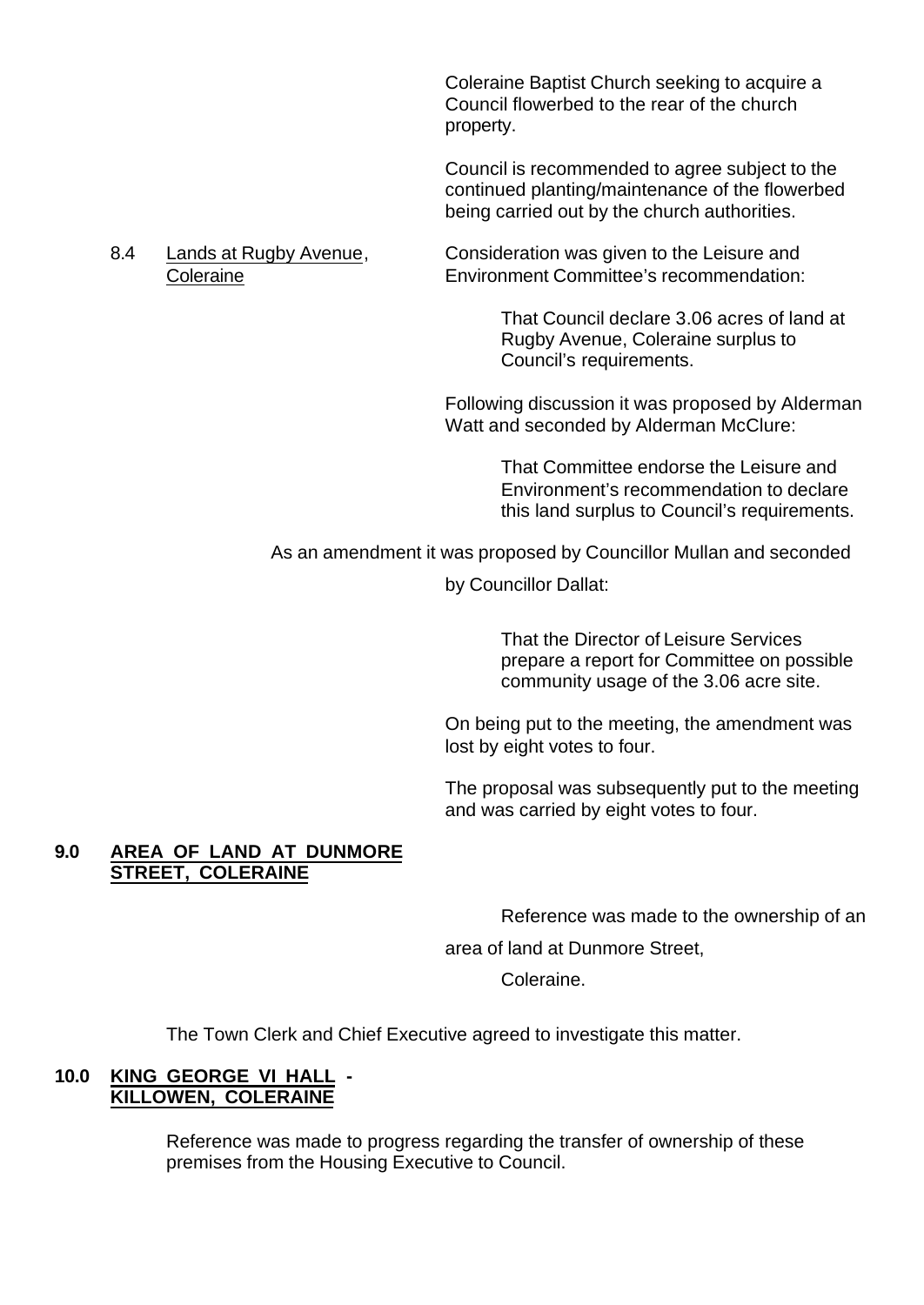Coleraine Baptist Church seeking to acquire a Council flowerbed to the rear of the church property.

Council is recommended to agree subject to the continued planting/maintenance of the flowerbed being carried out by the church authorities.

8.4 Lands at Rugby Avenue, Coleraine

Consideration was given to the Leisure and Environment Committee's recommendation:

> That Council declare 3.06 acres of land at Rugby Avenue, Coleraine surplus to Council's requirements.

Following discussion it was proposed by Alderman Watt and seconded by Alderman McClure:

> That Committee endorse the Leisure and Environment's recommendation to declare this land surplus to Council's requirements.

As an amendment it was proposed by Councillor Mullan and seconded by Councillor Dallat:

> That the Director of Leisure Services prepare a report for Committee on possible community usage of the 3.06 acre site.

On being put to the meeting, the amendment was lost by eight votes to four.

The proposal was subsequently put to the meeting and was carried by eight votes to four.

## 9.0 AREA OF LAND AT DUNMORE STREET, COLERAINE

Reference was made to the ownership of an area of land at Dunmore Street, Coleraine.

The Town Clerk and Chief Executive agreed to investigate this matter.

## 10.0 KING GEORGE VI HALL - KILLOWEN, COLERAINE

Reference was made to progress regarding the transfer of ownership of these premises from the Housing Executive to Council.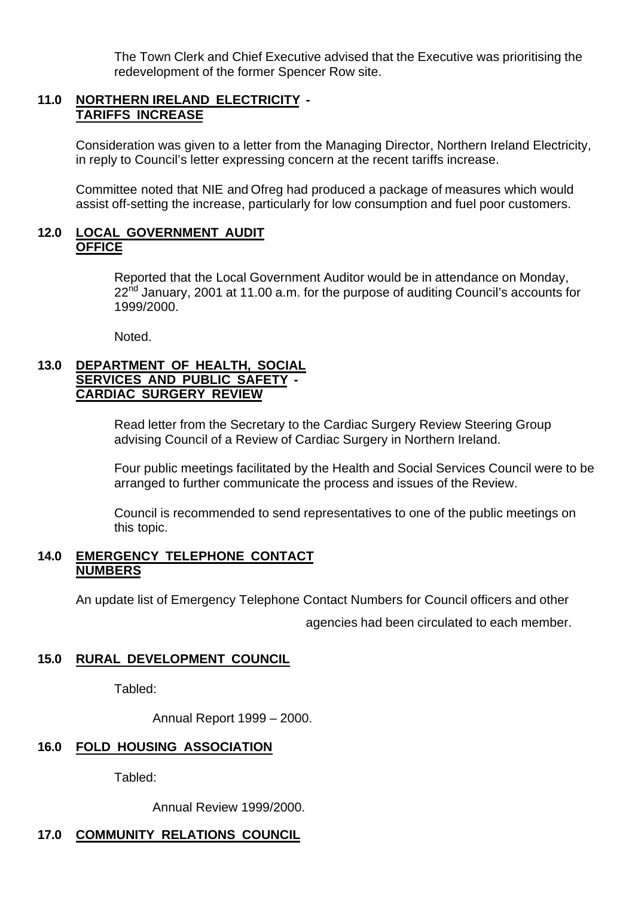The Town Clerk and Chief Executive advised that the Executive was prioritising the redevelopment of the former Spencer Row site.

## 11.0 NORTHERN IRELAND ELECTRICITY - TARIFFS INCREASE

Consideration was given to a letter from the Managing Director, Northern Ireland Electricity, in reply to Council's letter expressing concern at the recent tariffs increase.

Committee noted that NIE and Ofreg had produced a package of measures which would assist off-setting the increase, particularly for low consumption and fuel poor customers.

## 12.0 LOCAL GOVERNMENT AUDIT OFFICE

Reported that the Local Government Auditor would be in attendance on Monday, 22nd January, 2001 at 11.00 a.m. for the purpose of auditing Council's accounts for 1999/2000.

Noted.

## 13.0 DEPARTMENT OF HEALTH, SOCIAL SERVICES AND PUBLIC SAFETY - CARDIAC SURGERY REVIEW

Read letter from the Secretary to the Cardiac Surgery Review Steering Group advising Council of a Review of Cardiac Surgery in Northern Ireland.

Four public meetings facilitated by the Health and Social Services Council were to be arranged to further communicate the process and issues of the Review.

Council is recommended to send representatives to one of the public meetings on this topic.

## 14.0 EMERGENCY TELEPHONE CONTACT NUMBERS

An update list of Emergency Telephone Contact Numbers for Council officers and other agencies had been circulated to each member.

## 15.0 RURAL DEVELOPMENT COUNCIL

Tabled:

Annual Report 1999 – 2000.

## 16.0 FOLD HOUSING ASSOCIATION

Tabled:

Annual Review 1999/2000.

## 17.0 COMMUNITY RELATIONS COUNCIL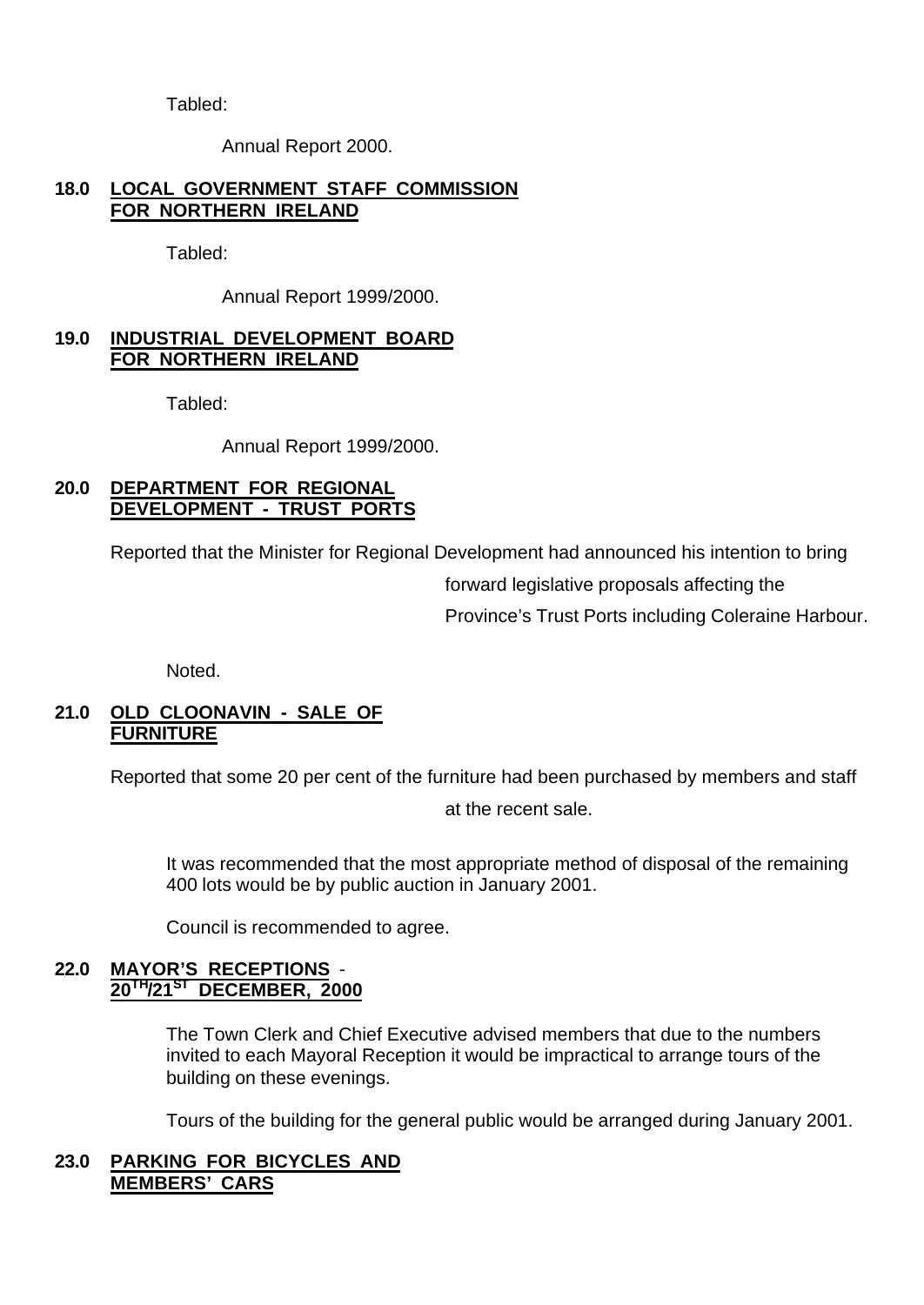Tabled:

Annual Report 2000.

**18.0 LOCAL GOVERNMENT STAFF COMMISSION FOR NORTHERN IRELAND**

Tabled:

Annual Report 1999/2000.

**19.0 INDUSTRIAL DEVELOPMENT BOARD FOR NORTHERN IRELAND**

Tabled:

Annual Report 1999/2000.

**20.0 DEPARTMENT FOR REGIONAL DEVELOPMENT - TRUST PORTS**

Reported that the Minister for Regional Development had announced his intention to bring forward legislative proposals affecting the Province's Trust Ports including Coleraine Harbour.

Noted.

**21.0 OLD CLOONAVIN - SALE OF FURNITURE**

Reported that some 20 per cent of the furniture had been purchased by members and staff at the recent sale.

It was recommended that the most appropriate method of disposal of the remaining 400 lots would be by public auction in January 2001.

Council is recommended to agree.

**22.0 MAYOR'S RECEPTIONS - 20TH/21ST DECEMBER, 2000**

The Town Clerk and Chief Executive advised members that due to the numbers invited to each Mayoral Reception it would be impractical to arrange tours of the building on these evenings.

Tours of the building for the general public would be arranged during January 2001.

**23.0 PARKING FOR BICYCLES AND MEMBERS' CARS**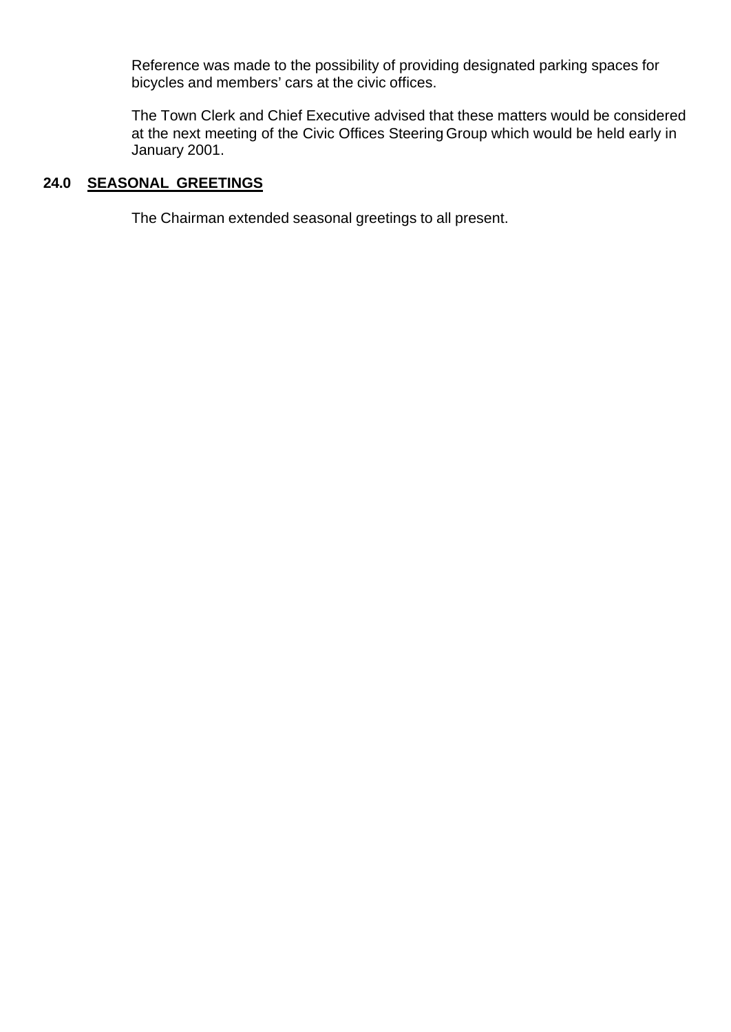Reference was made to the possibility of providing designated parking spaces for bicycles and members' cars at the civic offices.

The Town Clerk and Chief Executive advised that these matters would be considered at the next meeting of the Civic Offices Steering Group which would be held early in January 2001.

## 24.0 SEASONAL GREETINGS

The Chairman extended seasonal greetings to all present.